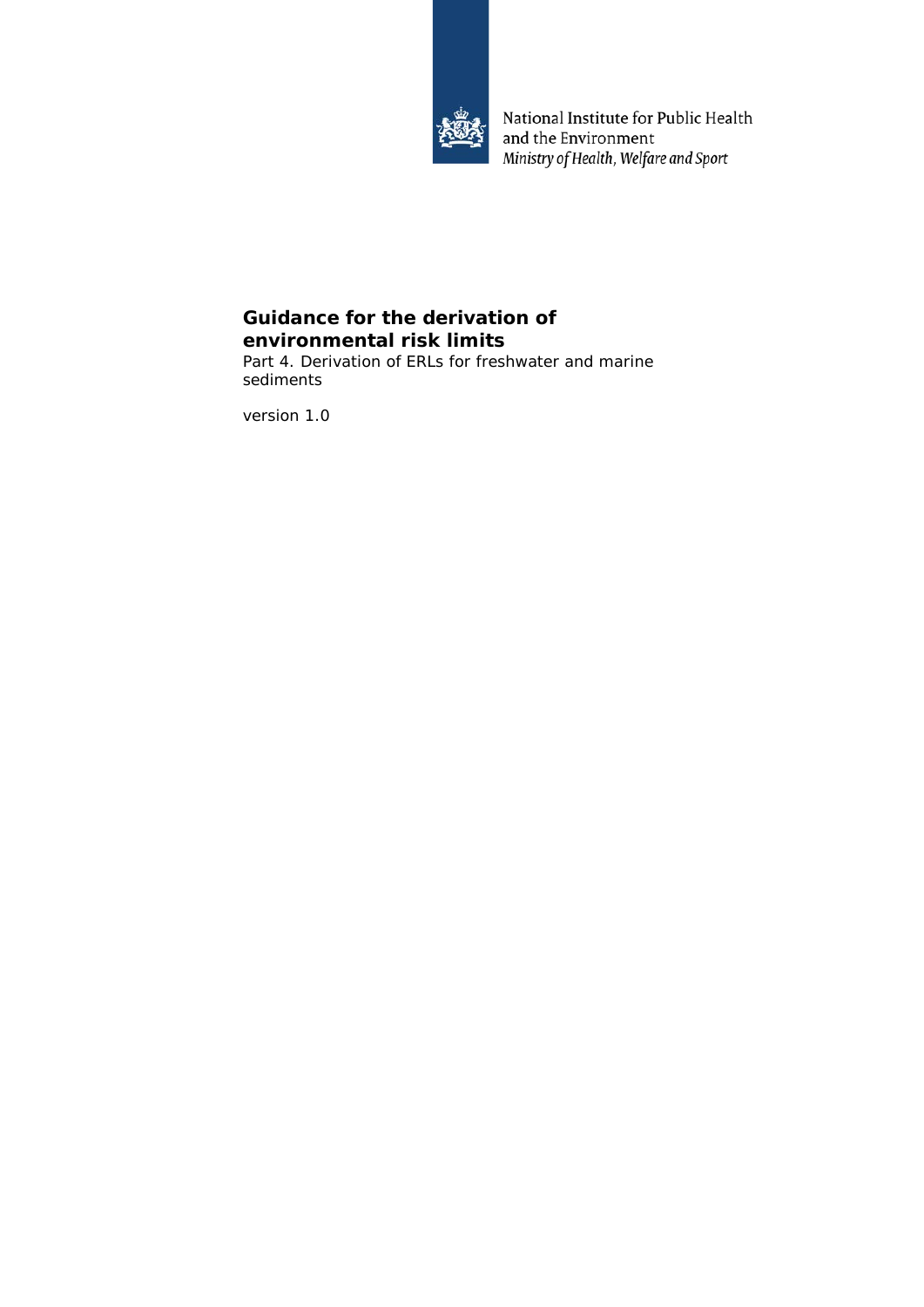National Institute for Public Health and the Environment
*Ministry of Health, Welfare and Sport*

# Guidance for the derivation of environmental risk limits

Part 4. Derivation of ERLs for freshwater and marine sediments

version 1.0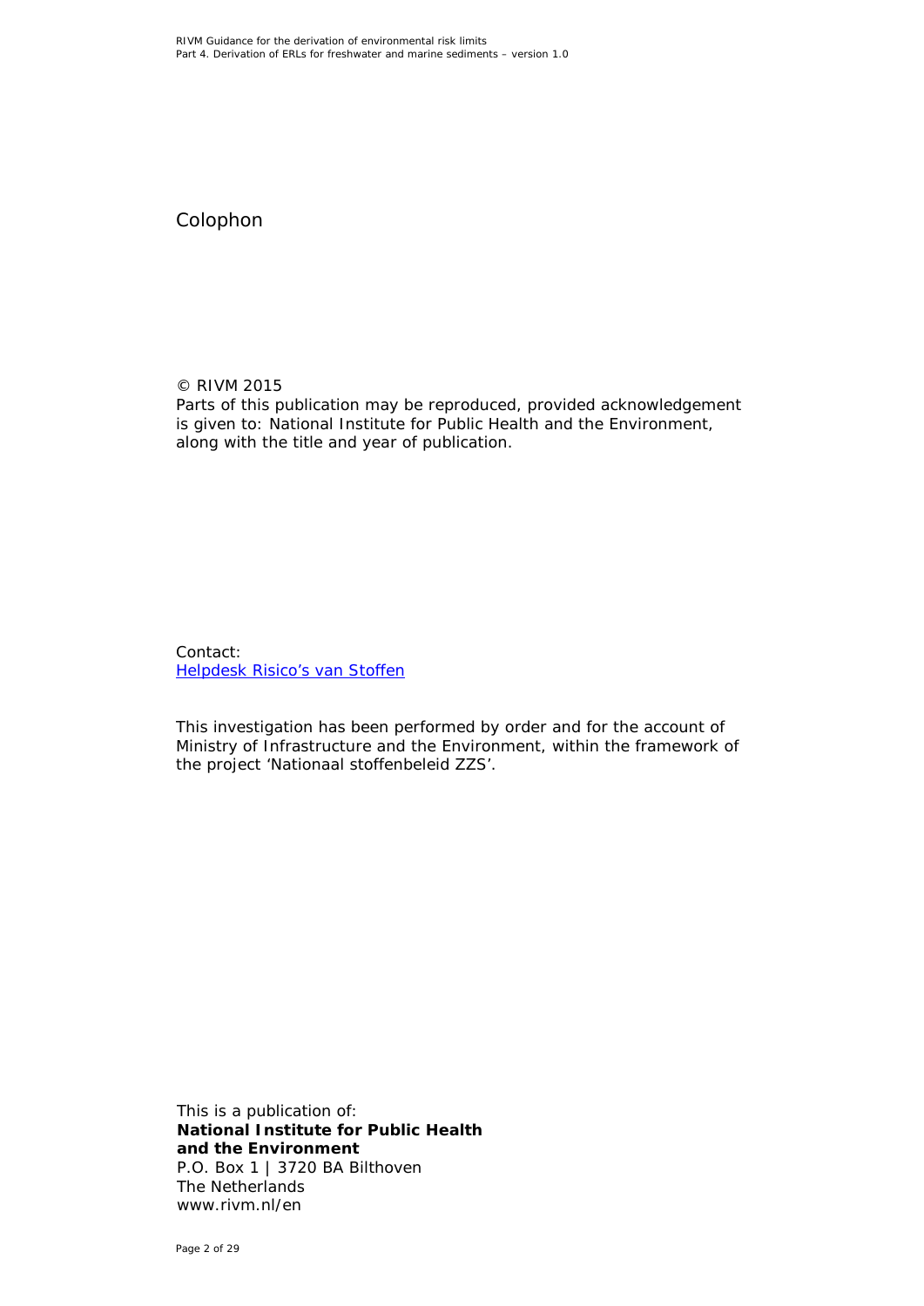# Colophon

© RIVM 2015
Parts of this publication may be reproduced, provided acknowledgement is given to: National Institute for Public Health and the Environment, along with the title and year of publication.

Contact:
Helpdesk Risico's van Stoffen

This investigation has been performed by order and for the account of Ministry of Infrastructure and the Environment, within the framework of the project 'Nationaal stoffenbeleid ZZS'.

This is a publication of:
**National Institute for Public Health and the Environment**
P.O. Box 1 | 3720 BA Bilthoven
The Netherlands
www.rivm.nl/en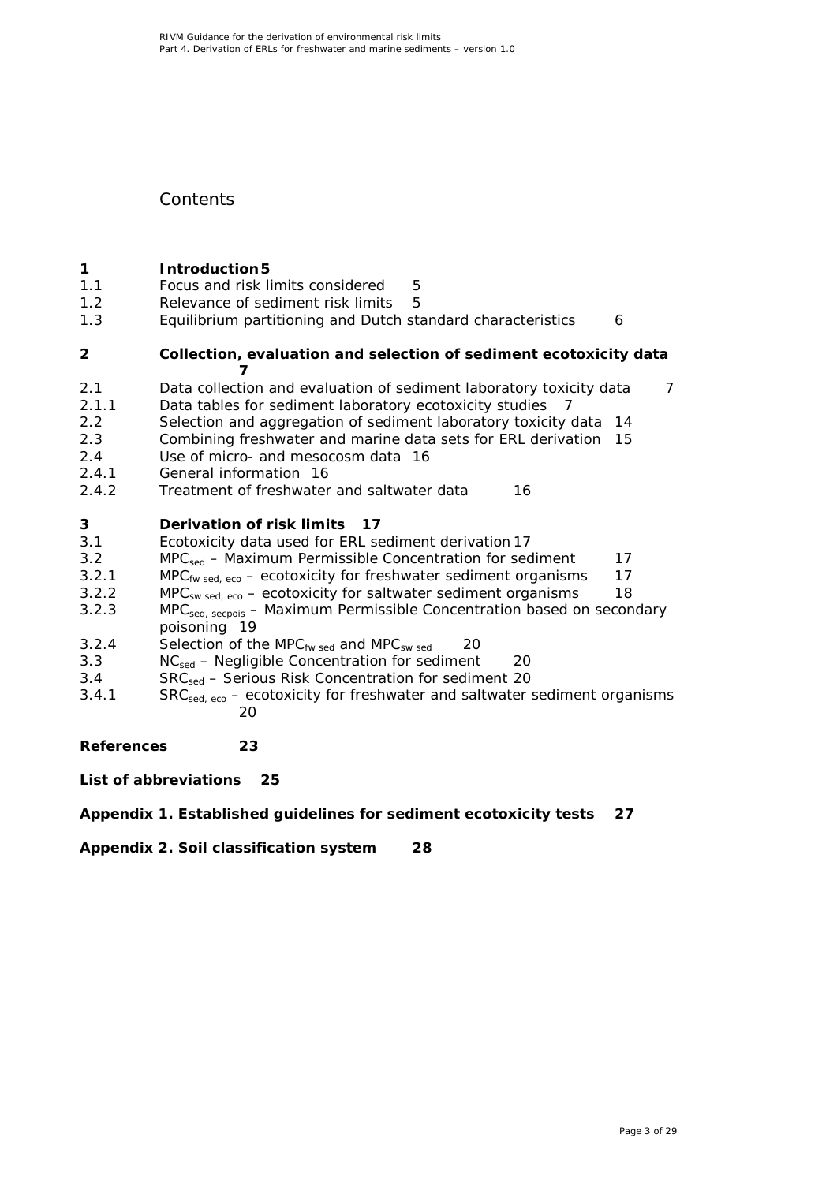# Contents

| | | |
|---|---|---|
| **1** | **Introduction** | **5** |
| 1.1 | Focus and risk limits considered | 5 |
| 1.2 | Relevance of sediment risk limits | 5 |
| 1.3 | Equilibrium partitioning and Dutch standard characteristics | 6 |
| **2** | **Collection, evaluation and selection of sediment ecotoxicity data** | **7** |
| 2.1 | Data collection and evaluation of sediment laboratory toxicity data | 7 |
| 2.1.1 | Data tables for sediment laboratory ecotoxicity studies | 7 |
| 2.2 | Selection and aggregation of sediment laboratory toxicity data | 14 |
| 2.3 | Combining freshwater and marine data sets for ERL derivation | 15 |
| 2.4 | Use of micro- and mesocosm data | 16 |
| 2.4.1 | General information | 16 |
| 2.4.2 | Treatment of freshwater and saltwater data | 16 |
| **3** | **Derivation of risk limits** | **17** |
| 3.1 | Ecotoxicity data used for ERL sediment derivation | 17 |
| 3.2 | $MPC_{sed}$ – Maximum Permissible Concentration for sediment | 17 |
| 3.2.1 | $MPC_{fw\ sed,\ eco}$ – ecotoxicity for freshwater sediment organisms | 17 |
| 3.2.2 | $MPC_{sw\ sed,\ eco}$ – ecotoxicity for saltwater sediment organisms | 18 |
| 3.2.3 | $MPC_{sed,\ secpois}$ – Maximum Permissible Concentration based on secondary poisoning | 19 |
| 3.2.4 | Selection of the $MPC_{fw\ sed}$ and $MPC_{sw\ sed}$ | 20 |
| 3.3 | $NC_{sed}$ – Negligible Concentration for sediment | 20 |
| 3.4 | $SRC_{sed}$ – Serious Risk Concentration for sediment | 20 |
| 3.4.1 | $SRC_{sed,\ eco}$ – ecotoxicity for freshwater and saltwater sediment organisms | 20 |

**References** **23**

**List of abbreviations** **25**

**Appendix 1. Established guidelines for sediment ecotoxicity tests** **27**

**Appendix 2. Soil classification system** **28**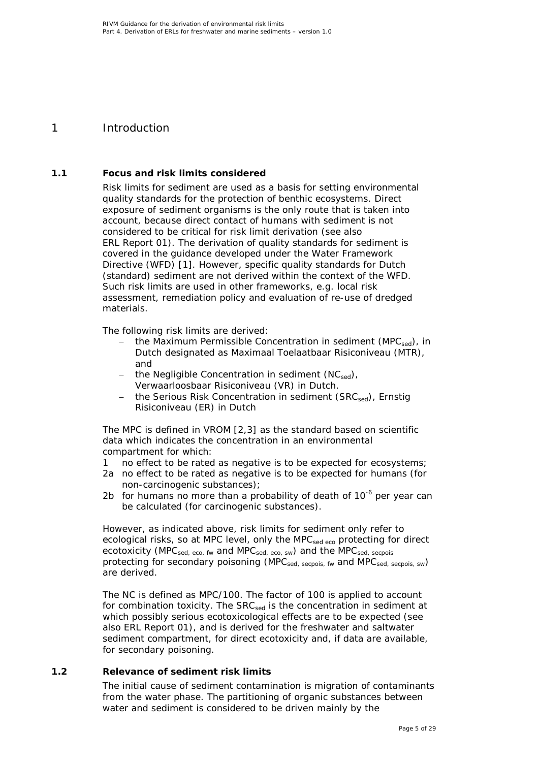# 1 Introduction

## 1.1 Focus and risk limits considered

Risk limits for sediment are used as a basis for setting environmental quality standards for the protection of benthic ecosystems. Direct exposure of sediment organisms is the only route that is taken into account, because direct contact of humans with sediment is not considered to be critical for risk limit derivation (see also ERL Report 01). The derivation of quality standards for sediment is covered in the guidance developed under the Water Framework Directive (WFD) [1]. However, specific quality standards for Dutch (standard) sediment are not derived within the context of the WFD. Such risk limits are used in other frameworks, e.g. local risk assessment, remediation policy and evaluation of re-use of dredged materials.

The following risk limits are derived:

- the Maximum Permissible Concentration in sediment ($MPC_{sed}$), in Dutch designated as Maximaal Toelaatbaar Risiconiveau (MTR), and
- the Negligible Concentration in sediment ($NC_{sed}$), Verwaarloosbaar Risiconiveau (VR) in Dutch.
- the Serious Risk Concentration in sediment ($SRC_{sed}$), Ernstig Risiconiveau (ER) in Dutch

The MPC is defined in VROM [2,3] as the standard based on scientific data which indicates the concentration in an environmental compartment for which:

1. no effect to be rated as negative is to be expected for ecosystems;

2a no effect to be rated as negative is to be expected for humans (for non-carcinogenic substances);

2b for humans no more than a probability of death of $10^{-6}$ per year can be calculated (for carcinogenic substances).

However, as indicated above, risk limits for sediment only refer to ecological risks, so at MPC level, only the $MPC_{sed\ eco}$ protecting for direct ecotoxicity ($MPC_{sed,\ eco,\ fw}$ and $MPC_{sed,\ eco,\ sw}$) and the $MPC_{sed,\ secpois}$ protecting for secondary poisoning ($MPC_{sed,\ secpois,\ fw}$ and $MPC_{sed,\ secpois,\ sw}$) are derived.

The NC is defined as MPC/100. The factor of 100 is applied to account for combination toxicity. The $SRC_{sed}$ is the concentration in sediment at which possibly serious ecotoxicological effects are to be expected (see also ERL Report 01), and is derived for the freshwater and saltwater sediment compartment, for direct ecotoxicity and, if data are available, for secondary poisoning.

## 1.2 Relevance of sediment risk limits

The initial cause of sediment contamination is migration of contaminants from the water phase. The partitioning of organic substances between water and sediment is considered to be driven mainly by the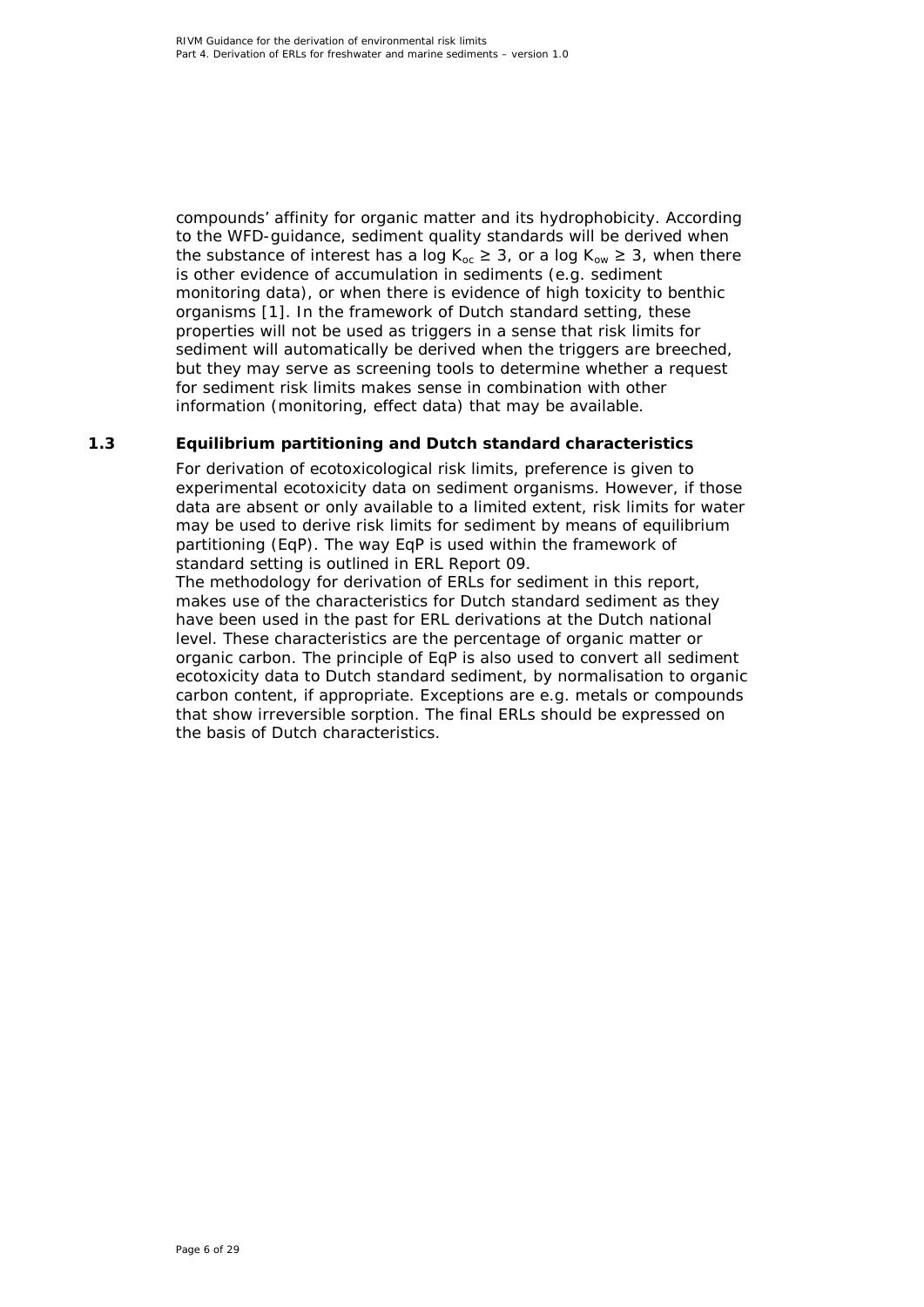compounds' affinity for organic matter and its hydrophobicity. According to the WFD-guidance, sediment quality standards will be derived when the substance of interest has a log $K_{oc} \geq 3$, or a log $K_{ow} \geq 3$, when there is other evidence of accumulation in sediments (e.g. sediment monitoring data), or when there is evidence of high toxicity to benthic organisms [1]. In the framework of Dutch standard setting, these properties will not be used as triggers in a sense that risk limits for sediment will automatically be derived when the triggers are breeched, but they may serve as screening tools to determine whether a request for sediment risk limits makes sense in combination with other information (monitoring, effect data) that may be available.

## 1.3 Equilibrium partitioning and Dutch standard characteristics

For derivation of ecotoxicological risk limits, preference is given to experimental ecotoxicity data on sediment organisms. However, if those data are absent or only available to a limited extent, risk limits for water may be used to derive risk limits for sediment by means of equilibrium partitioning (EqP). The way EqP is used within the framework of standard setting is outlined in ERL Report 09.
The methodology for derivation of ERLs for sediment in this report, makes use of the characteristics for Dutch standard sediment as they have been used in the past for ERL derivations at the Dutch national level. These characteristics are the percentage of organic matter or organic carbon. The principle of EqP is also used to convert all sediment ecotoxicity data to Dutch standard sediment, by normalisation to organic carbon content, if appropriate. Exceptions are e.g. metals or compounds that show irreversible sorption. The final ERLs should be expressed on the basis of Dutch characteristics.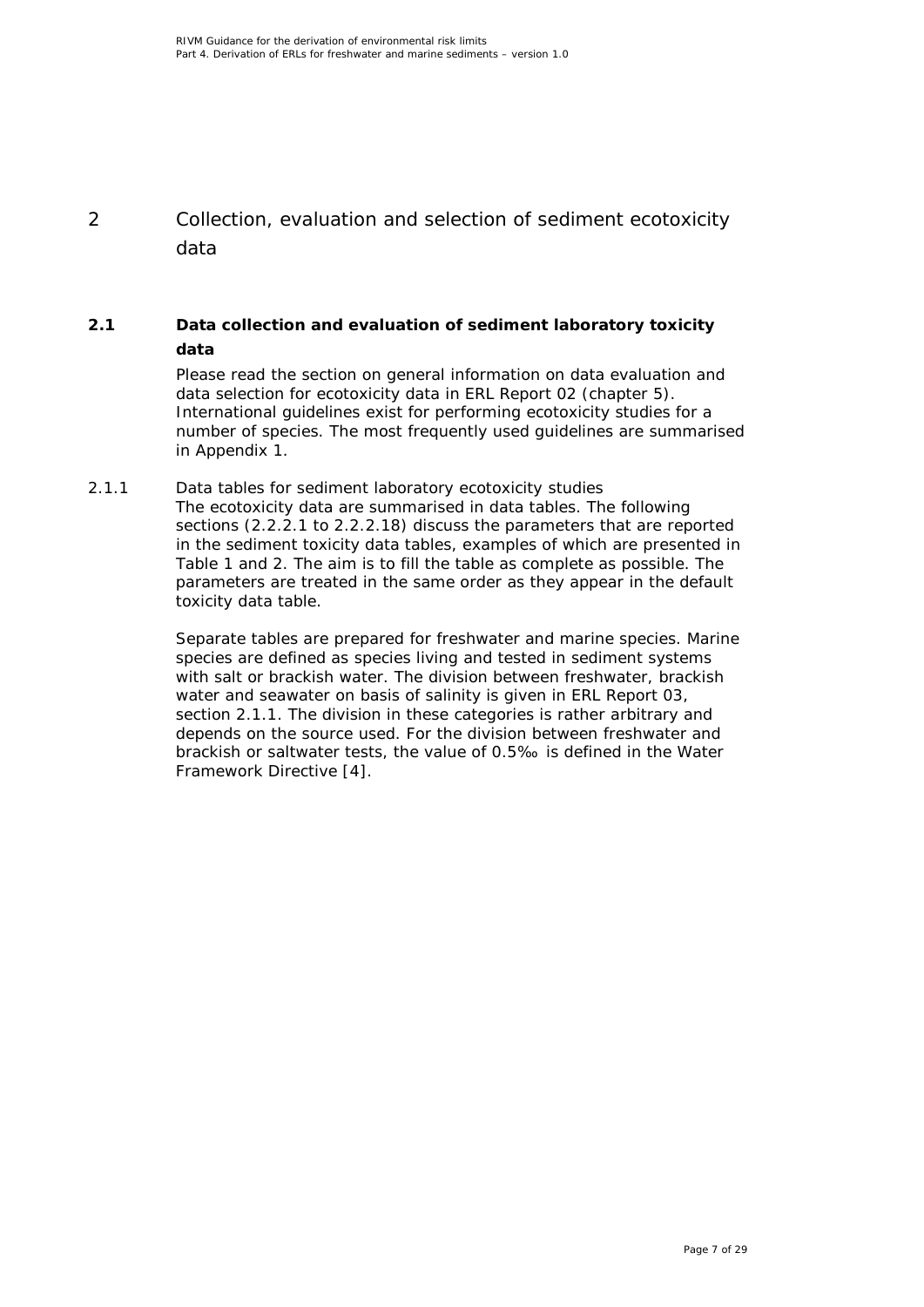# 2 Collection, evaluation and selection of sediment ecotoxicity data

## 2.1 Data collection and evaluation of sediment laboratory toxicity data

Please read the section on general information on data evaluation and data selection for ecotoxicity data in ERL Report 02 (chapter 5). International guidelines exist for performing ecotoxicity studies for a number of species. The most frequently used guidelines are summarised in Appendix 1.

### 2.1.1 Data tables for sediment laboratory ecotoxicity studies

The ecotoxicity data are summarised in data tables. The following sections (2.2.2.1 to 2.2.2.18) discuss the parameters that are reported in the sediment toxicity data tables, examples of which are presented in Table 1 and 2. The aim is to fill the table as complete as possible. The parameters are treated in the same order as they appear in the default toxicity data table.

Separate tables are prepared for freshwater and marine species. Marine species are defined as species living and tested in sediment systems with salt or brackish water. The division between freshwater, brackish water and seawater on basis of salinity is given in ERL Report 03, section 2.1.1. The division in these categories is rather arbitrary and depends on the source used. For the division between freshwater and brackish or saltwater tests, the value of 0.5‰ is defined in the Water Framework Directive [4].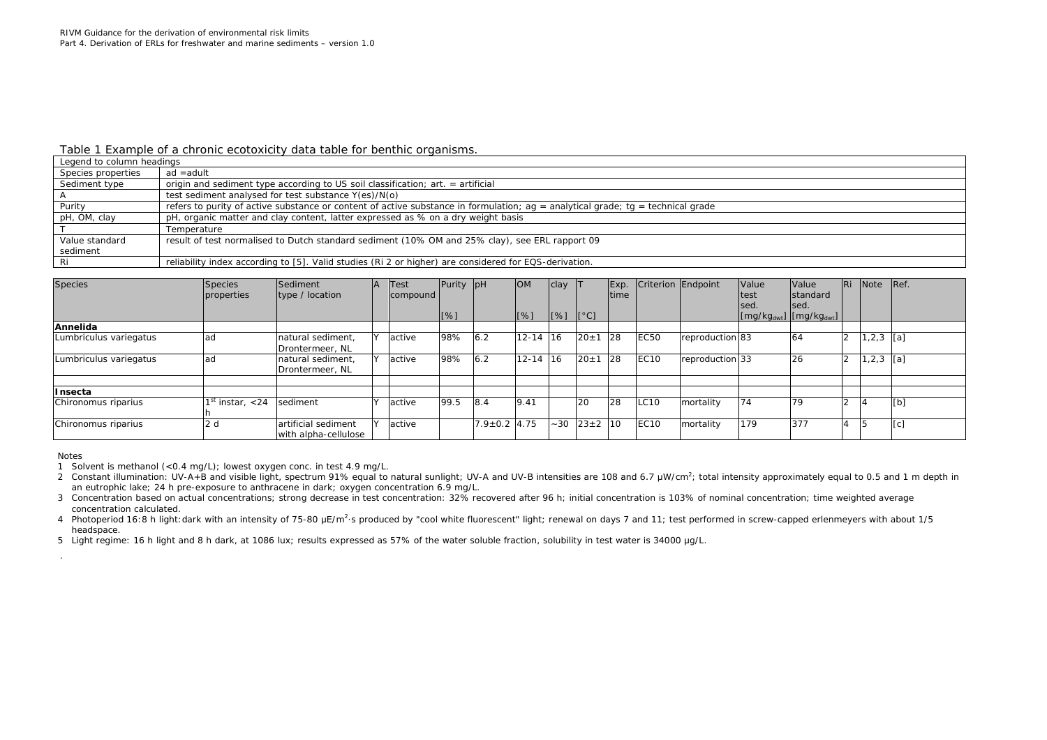Table 1 Example of a chronic ecotoxicity data table for benthic organisms.

| Legend to column headings | |
|---|---|
| Species properties | ad =adult |
| Sediment type | origin and sediment type according to US soil classification; art. = artificial |
| A | test sediment analysed for test substance Y(es)/N(o) |
| Purity | refers to purity of active substance or content of active substance in formulation; ag = analytical grade; tg = technical grade |
| pH, OM, clay | pH, organic matter and clay content, latter expressed as % on a dry weight basis |
| T | Temperature |
| Value standard sediment | result of test normalised to Dutch standard sediment (10% OM and 25% clay), see ERL rapport 09 |
| Ri | reliability index according to [5]. Valid studies (Ri 2 or higher) are considered for EQS-derivation. |

| Species | Species properties | Sediment type / location | A | Test compound | Purity [%] | pH | OM [%] | clay [%] | T [°C] | Exp. time | Criterion | Endpoint | Value test sed. [$mg/kg_{dwt}$] | Value standard sed. [$mg/kg_{dwt}$] | Ri | Note | Ref. |
|---|---|---|---|---|---|---|---|---|---|---|---|---|---|---|---|---|---|
| **Annelida** | | | | | | | | | | | | | | | | | |
| Lumbriculus variegatus | ad | natural sediment, Drontermeer, NL | Y | active | 98% | 6.2 | 12-14 | 16 | 20±1 | 28 | EC50 | reproduction | 83 | 64 | 2 | 1,2,3 | [a] |
| Lumbriculus variegatus | ad | natural sediment, Drontermeer, NL | Y | active | 98% | 6.2 | 12-14 | 16 | 20±1 | 28 | EC10 | reproduction | 33 | 26 | 2 | 1,2,3 | [a] |
| | | | | | | | | | | | | | | | | | |
| **Insecta** | | | | | | | | | | | | | | | | | |
| Chironomus riparius | 1st instar, <24 h | sediment | Y | active | 99.5 | 8.4 | 9.41 | | 20 | 28 | LC10 | mortality | 74 | 79 | 2 | 4 | [b] |
| Chironomus riparius | 2 d | artificial sediment with alpha-cellulose | Y | active | | 7.9±0.2 | 4.75 | ~30 | 23±2 | 10 | EC10 | mortality | 179 | 377 | 4 | 5 | [c] |

Notes

1 Solvent is methanol (<0.4 mg/L); lowest oxygen conc. in test 4.9 mg/L.

2 Constant illumination: UV-A+B and visible light, spectrum 91% equal to natural sunlight; UV-A and UV-B intensities are 108 and 6.7 μW/cm²; total intensity approximately equal to 0.5 and 1 m depth in an eutrophic lake; 24 h pre-exposure to anthracene in dark; oxygen concentration 6.9 mg/L.

3 Concentration based on actual concentrations; strong decrease in test concentration: 32% recovered after 96 h; initial concentration is 103% of nominal concentration; time weighted average concentration calculated.

4 Photoperiod 16:8 h light:dark with an intensity of 75-80 μE/m²·s produced by "cool white fluorescent" light; renewal on days 7 and 11; test performed in screw-capped erlenmeyers with about 1/5 headspace.

5 Light regime: 16 h light and 8 h dark, at 1086 lux; results expressed as 57% of the water soluble fraction, solubility in test water is 34000 μg/L.

.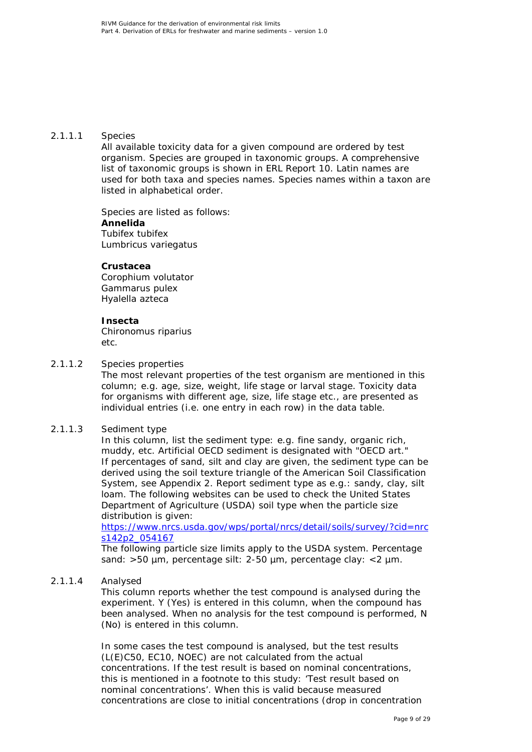#### 2.1.1.1 Species

All available toxicity data for a given compound are ordered by test organism. Species are grouped in taxonomic groups. A comprehensive list of taxonomic groups is shown in ERL Report 10. Latin names are used for both taxa and species names. Species names within a taxon are listed in alphabetical order.

Species are listed as follows:

**Annelida**
Tubifex tubifex
Lumbricus variegatus

**Crustacea**
Corophium volutator
Gammarus pulex
Hyalella azteca

**Insecta**
Chironomus riparius
etc.

#### 2.1.1.2 Species properties

The most relevant properties of the test organism are mentioned in this column; e.g. age, size, weight, life stage or larval stage. Toxicity data for organisms with different age, size, life stage etc., are presented as individual entries (i.e. one entry in each row) in the data table.

#### 2.1.1.3 Sediment type

In this column, list the sediment type: e.g. fine sandy, organic rich, muddy, etc. Artificial OECD sediment is designated with "OECD art." If percentages of sand, silt and clay are given, the sediment type can be derived using the soil texture triangle of the American Soil Classification System, see Appendix 2. Report sediment type as e.g.: sandy, clay, silt loam. The following websites can be used to check the United States Department of Agriculture (USDA) soil type when the particle size distribution is given:
[https://www.nrcs.usda.gov/wps/portal/nrcs/detail/soils/survey/?cid=nrcs142p2_054167](https://www.nrcs.usda.gov/wps/portal/nrcs/detail/soils/survey/?cid=nrcs142p2_054167)
The following particle size limits apply to the USDA system. Percentage sand: >50 µm, percentage silt: 2-50 µm, percentage clay: <2 µm.

#### 2.1.1.4 Analysed

This column reports whether the test compound is analysed during the experiment. Y (Yes) is entered in this column, when the compound has been analysed. When no analysis for the test compound is performed, N (No) is entered in this column.

In some cases the test compound is analysed, but the test results (L(E)C50, EC10, NOEC) are not calculated from the actual concentrations. If the test result is based on nominal concentrations, this is mentioned in a footnote to this study: 'Test result based on nominal concentrations'. When this is valid because measured concentrations are close to initial concentrations (drop in concentration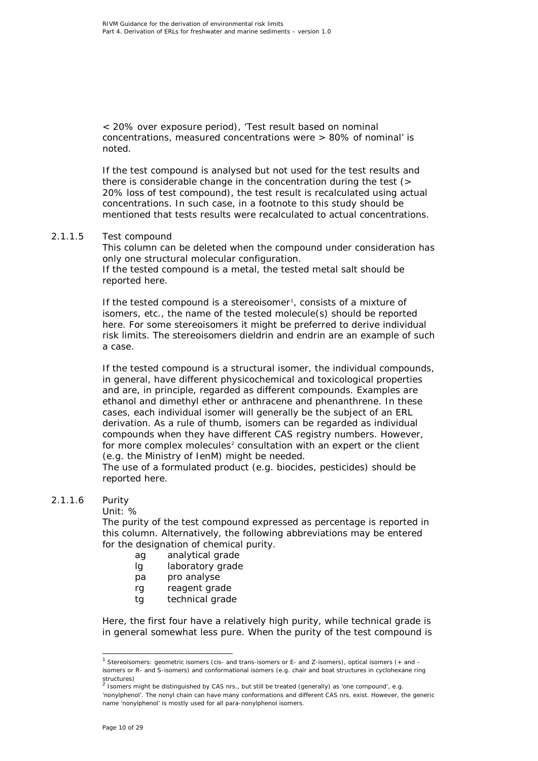< 20% over exposure period), 'Test result based on nominal concentrations, measured concentrations were > 80% of nominal' is noted.

If the test compound is analysed but not used for the test results and there is considerable change in the concentration during the test (> 20% loss of test compound), the test result is recalculated using actual concentrations. In such case, in a footnote to this study should be mentioned that tests results were recalculated to actual concentrations.

#### 2.1.1.5 Test compound

This column can be deleted when the compound under consideration has only one structural molecular configuration.
If the tested compound is a metal, the tested metal salt should be reported here.

If the tested compound is a stereoisomer[1], consists of a mixture of isomers, etc., the name of the tested molecule(s) should be reported here. For some stereoisomers it might be preferred to derive individual risk limits. The stereoisomers dieldrin and endrin are an example of such a case.

If the tested compound is a structural isomer, the individual compounds, in general, have different physicochemical and toxicological properties and are, in principle, regarded as different compounds. Examples are ethanol and dimethyl ether or anthracene and phenanthrene. In these cases, each individual isomer will generally be the subject of an ERL derivation. As a rule of thumb, isomers can be regarded as individual compounds when they have different CAS registry numbers. However, for more complex molecules[2] consultation with an expert or the client (e.g. the Ministry of IenM) might be needed.
The use of a formulated product (e.g. biocides, pesticides) should be reported here.

#### 2.1.1.6 Purity

Unit: %
The purity of the test compound expressed as percentage is reported in this column. Alternatively, the following abbreviations may be entered for the designation of chemical purity.

- ag analytical grade
- lg laboratory grade
- pa pro analyse
- rg reagent grade
- tg technical grade

Here, the first four have a relatively high purity, while technical grade is in general somewhat less pure. When the purity of the test compound is

---

[1] Stereoisomers: geometric isomers (cis- and trans-isomers or E- and Z-isomers), optical isomers (+ and – isomers or R- and S-isomers) and conformational isomers (e.g. chair and boat structures in cyclohexane ring structures)

[2] Isomers might be distinguished by CAS nrs., but still be treated (generally) as 'one compound', e.g. 'nonylphenol'. The nonyl chain can have many conformations and different CAS nrs. exist. However, the generic name 'nonylphenol' is mostly used for all para-nonylphenol isomers.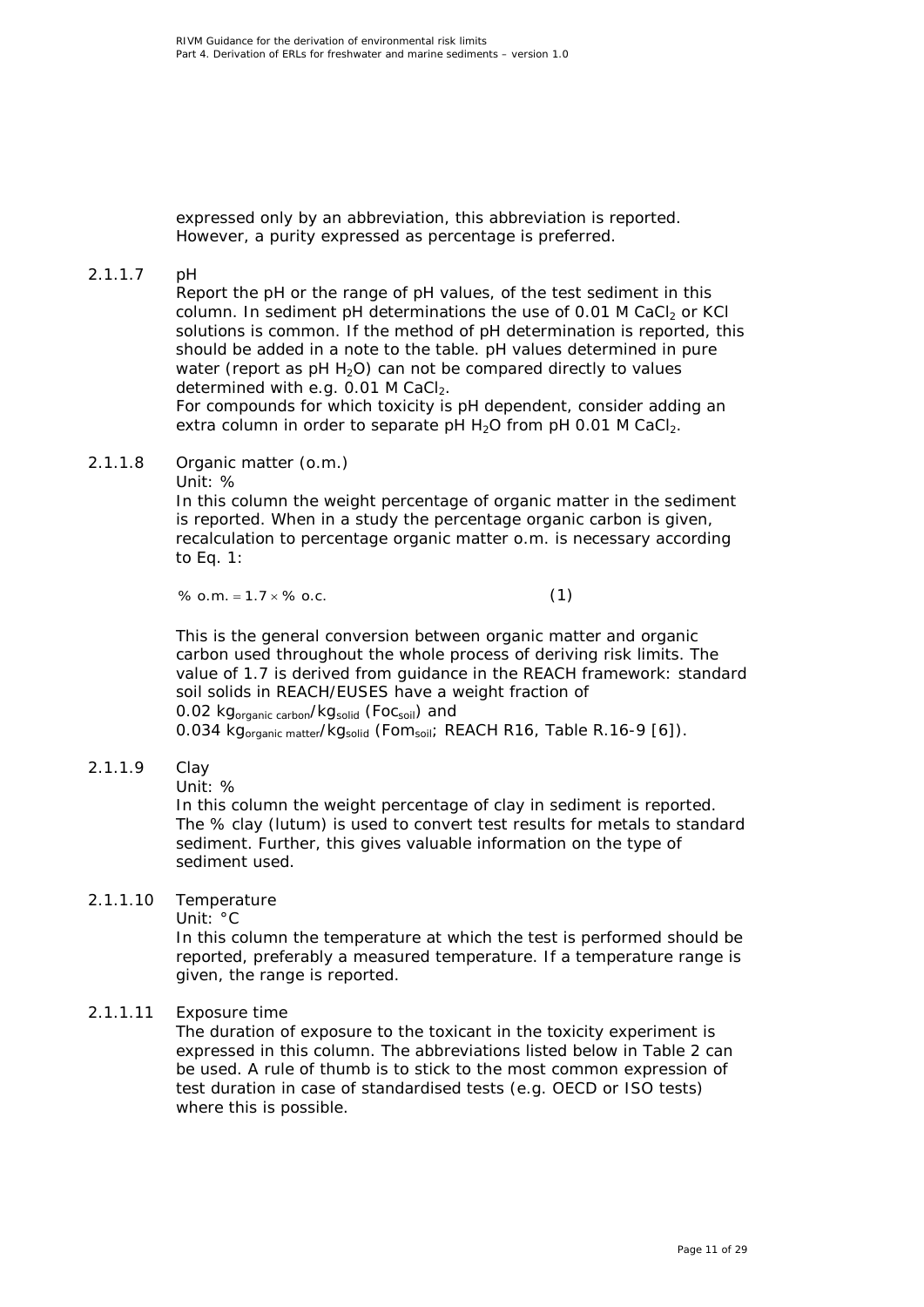expressed only by an abbreviation, this abbreviation is reported. However, a purity expressed as percentage is preferred.

#### 2.1.1.7 pH

Report the pH or the range of pH values, of the test sediment in this column. In sediment pH determinations the use of 0.01 M $CaCl_2$ or KCl solutions is common. If the method of pH determination is reported, this should be added in a note to the table. pH values determined in pure water (report as pH $H_2O$) can not be compared directly to values determined with e.g. 0.01 M $CaCl_2$.
For compounds for which toxicity is pH dependent, consider adding an extra column in order to separate pH $H_2O$ from pH 0.01 M $CaCl_2$.

#### 2.1.1.8 Organic matter (o.m.)

Unit: %
In this column the weight percentage of organic matter in the sediment is reported. When in a study the percentage organic carbon is given, recalculation to percentage organic matter o.m. is necessary according to Eq. 1:

$$\%\ \text{o.m.} = 1.7 \times \%\ \text{o.c.} \qquad (1)$$

This is the general conversion between organic matter and organic carbon used throughout the whole process of deriving risk limits. The value of 1.7 is derived from guidance in the REACH framework: standard soil solids in REACH/EUSES have a weight fraction of 0.02 $kg_{organic\ carbon}/kg_{solid}$ ($Foc_{soil}$) and 0.034 $kg_{organic\ matter}/kg_{solid}$ ($Fom_{soil}$; REACH R16, Table R.16-9 [6]).

#### 2.1.1.9 Clay

Unit: %
In this column the weight percentage of clay in sediment is reported. The % clay (lutum) is used to convert test results for metals to standard sediment. Further, this gives valuable information on the type of sediment used.

#### 2.1.1.10 Temperature

Unit: °C
In this column the temperature at which the test is performed should be reported, preferably a measured temperature. If a temperature range is given, the range is reported.

#### 2.1.1.11 Exposure time

The duration of exposure to the toxicant in the toxicity experiment is expressed in this column. The abbreviations listed below in Table 2 can be used. A rule of thumb is to stick to the most common expression of test duration in case of standardised tests (e.g. OECD or ISO tests) where this is possible.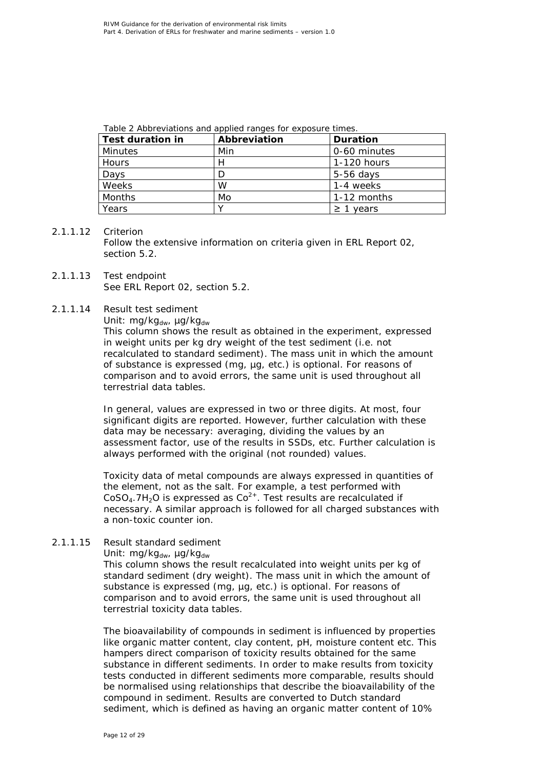Table 2 Abbreviations and applied ranges for exposure times.

| Test duration in | Abbreviation | Duration |
|---|---|---|
| Minutes | Min | 0-60 minutes |
| Hours | H | 1-120 hours |
| Days | D | 5-56 days |
| Weeks | W | 1-4 weeks |
| Months | Mo | 1-12 months |
| Years | Y | ≥ 1 years |

2.1.1.12 Criterion

Follow the extensive information on criteria given in ERL Report 02, section 5.2.

2.1.1.13 Test endpoint

See ERL Report 02, section 5.2.

2.1.1.14 Result test sediment

Unit: $mg/kg_{dw}$, $\mu g/kg_{dw}$

This column shows the result as obtained in the experiment, expressed in weight units per kg dry weight of the test sediment (i.e. not recalculated to standard sediment). The mass unit in which the amount of substance is expressed (mg, µg, etc.) is optional. For reasons of comparison and to avoid errors, the same unit is used throughout all terrestrial data tables.

In general, values are expressed in two or three digits. At most, four significant digits are reported. However, further calculation with these data may be necessary: averaging, dividing the values by an assessment factor, use of the results in SSDs, etc. Further calculation is always performed with the original (not rounded) values.

Toxicity data of metal compounds are always expressed in quantities of the element, not as the salt. For example, a test performed with $CoSO_4.7H_2O$ is expressed as $Co^{2+}$. Test results are recalculated if necessary. A similar approach is followed for all charged substances with a non-toxic counter ion.

2.1.1.15 Result standard sediment

Unit: $mg/kg_{dw}$, $\mu g/kg_{dw}$

This column shows the result recalculated into weight units per kg of standard sediment (dry weight). The mass unit in which the amount of substance is expressed (mg, µg, etc.) is optional. For reasons of comparison and to avoid errors, the same unit is used throughout all terrestrial toxicity data tables.

The bioavailability of compounds in sediment is influenced by properties like organic matter content, clay content, pH, moisture content etc. This hampers direct comparison of toxicity results obtained for the same substance in different sediments. In order to make results from toxicity tests conducted in different sediments more comparable, results should be normalised using relationships that describe the bioavailability of the compound in sediment. Results are converted to Dutch standard sediment, which is defined as having an organic matter content of 10%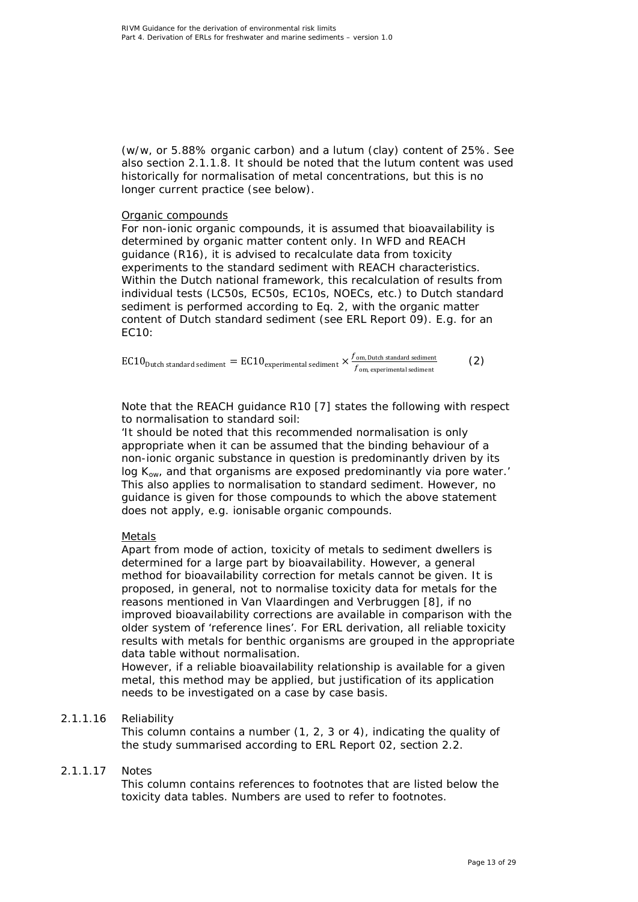(w/w, or 5.88% organic carbon) and a lutum (clay) content of 25%. See also section 2.1.1.8. It should be noted that the lutum content was used historically for normalisation of metal concentrations, but this is no longer current practice (see below).

Organic compounds

For non-ionic organic compounds, it is assumed that bioavailability is determined by organic matter content only. In WFD and REACH guidance (R16), it is advised to recalculate data from toxicity experiments to the standard sediment with REACH characteristics. Within the Dutch national framework, this recalculation of results from individual tests (LC50s, EC50s, EC10s, NOECs, etc.) to Dutch standard sediment is performed according to Eq. 2, with the organic matter content of Dutch standard sediment (see ERL Report 09). E.g. for an EC10:

$$\mathrm{EC10}_{\text{Dutch standard sediment}} = \mathrm{EC10}_{\text{experimental sediment}} \times \frac{f_{\text{om, Dutch standard sediment}}}{f_{\text{om, experimental sediment}}} \qquad (2)$$

Note that the REACH guidance R10 [7] states the following with respect to normalisation to standard soil:

'It should be noted that this recommended normalisation is only appropriate when it can be assumed that the binding behaviour of a non-ionic organic substance in question is predominantly driven by its log $K_{ow}$, and that organisms are exposed predominantly via pore water.' This also applies to normalisation to standard sediment. However, no guidance is given for those compounds to which the above statement does not apply, e.g. ionisable organic compounds.

Metals

Apart from mode of action, toxicity of metals to sediment dwellers is determined for a large part by bioavailability. However, a general method for bioavailability correction for metals cannot be given. It is proposed, in general, not to normalise toxicity data for metals for the reasons mentioned in Van Vlaardingen and Verbruggen [8], if no improved bioavailability corrections are available in comparison with the older system of 'reference lines'. For ERL derivation, all reliable toxicity results with metals for benthic organisms are grouped in the appropriate data table without normalisation.

However, if a reliable bioavailability relationship is available for a given metal, this method may be applied, but justification of its application needs to be investigated on a case by case basis.

#### 2.1.1.16 Reliability

This column contains a number (1, 2, 3 or 4), indicating the quality of the study summarised according to ERL Report 02, section 2.2.

#### 2.1.1.17 Notes

This column contains references to footnotes that are listed below the toxicity data tables. Numbers are used to refer to footnotes.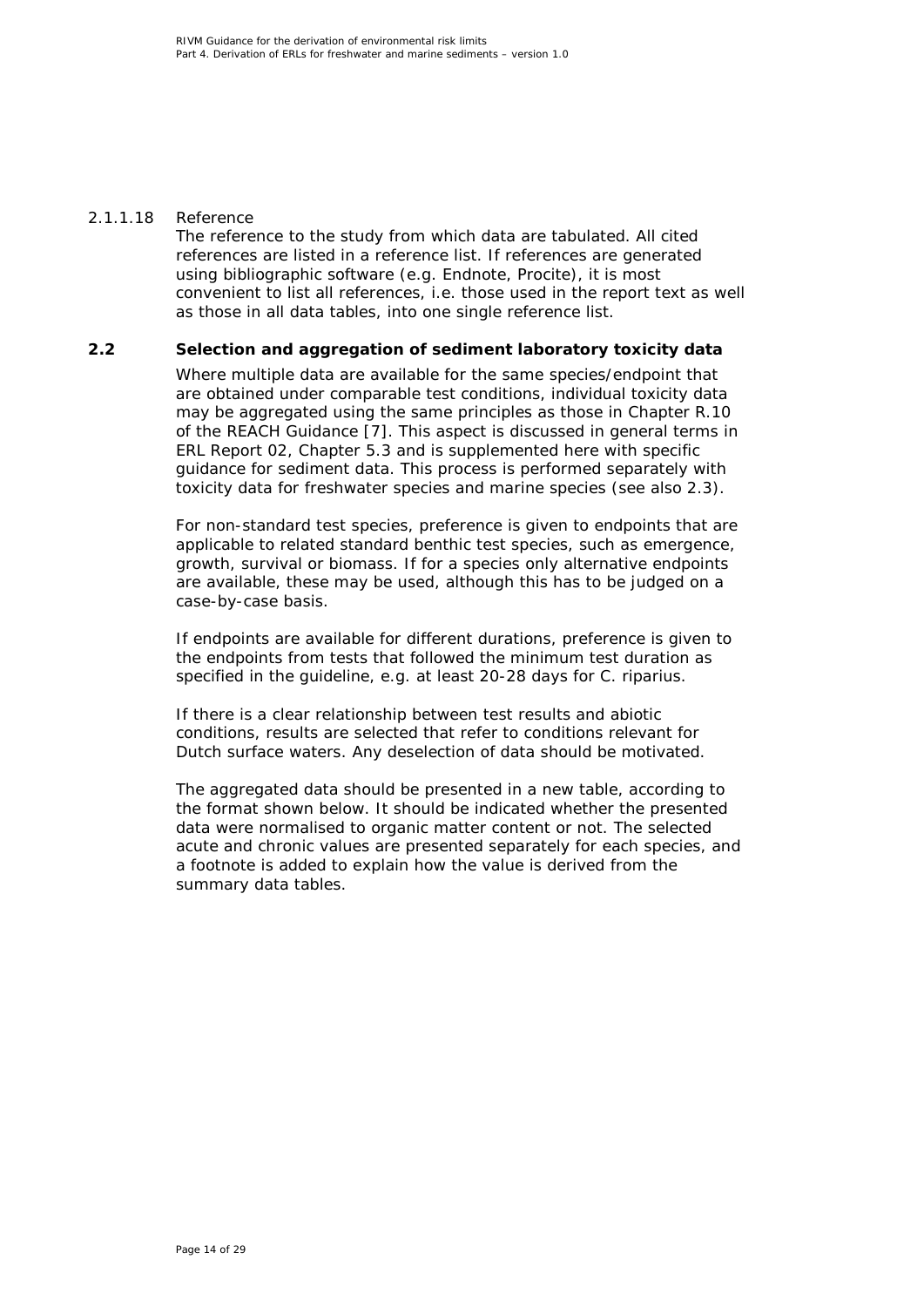#### 2.1.1.18 Reference

The reference to the study from which data are tabulated. All cited references are listed in a reference list. If references are generated using bibliographic software (e.g. Endnote, Procite), it is most convenient to list all references, i.e. those used in the report text as well as those in all data tables, into one single reference list.

## 2.2 Selection and aggregation of sediment laboratory toxicity data

Where multiple data are available for the same species/endpoint that are obtained under comparable test conditions, individual toxicity data may be aggregated using the same principles as those in Chapter R.10 of the REACH Guidance [7]. This aspect is discussed in general terms in ERL Report 02, Chapter 5.3 and is supplemented here with specific guidance for sediment data. This process is performed separately with toxicity data for freshwater species and marine species (see also 2.3).

For non-standard test species, preference is given to endpoints that are applicable to related standard benthic test species, such as emergence, growth, survival or biomass. If for a species only alternative endpoints are available, these may be used, although this has to be judged on a case-by-case basis.

If endpoints are available for different durations, preference is given to the endpoints from tests that followed the minimum test duration as specified in the guideline, e.g. at least 20-28 days for C. riparius.

If there is a clear relationship between test results and abiotic conditions, results are selected that refer to conditions relevant for Dutch surface waters. Any deselection of data should be motivated.

The aggregated data should be presented in a new table, according to the format shown below. It should be indicated whether the presented data were normalised to organic matter content or not. The selected acute and chronic values are presented separately for each species, and a footnote is added to explain how the value is derived from the summary data tables.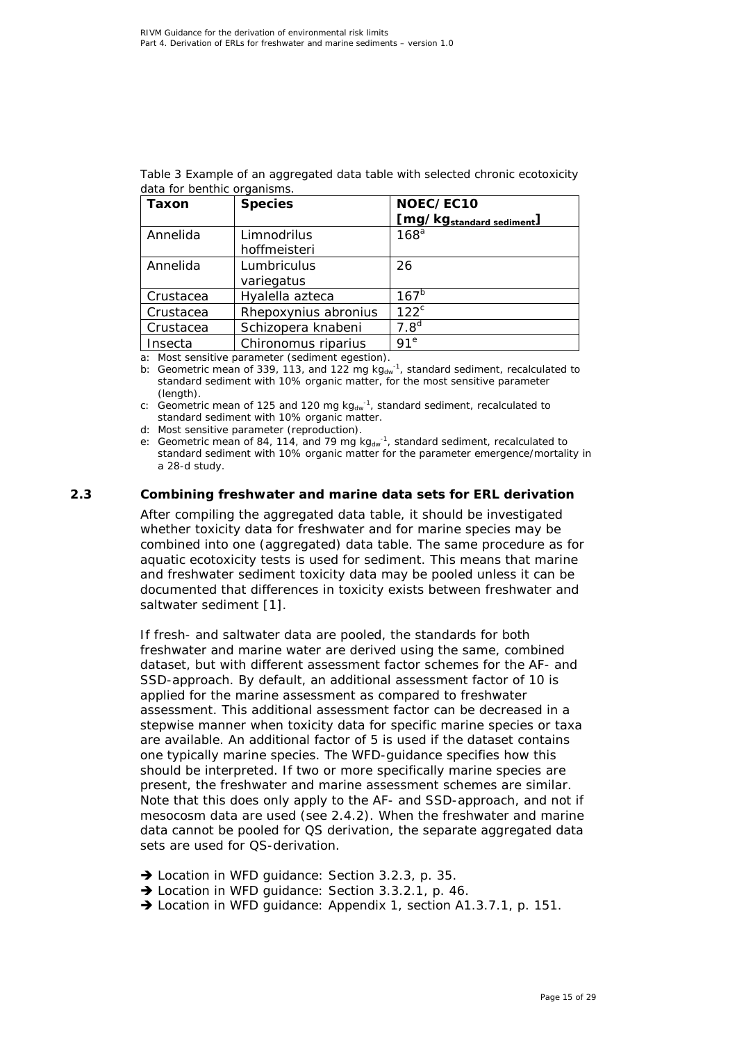Table 3 Example of an aggregated data table with selected chronic ecotoxicity data for benthic organisms.

| Taxon | Species | NOEC/EC10 [mg/kg$_{standard\ sediment}$] |
|---|---|---|
| Annelida | Limnodrilus hoffmeisteri | 168[a] |
| Annelida | Lumbriculus variegatus | 26 |
| Crustacea | Hyalella azteca | 167[b] |
| Crustacea | Rhepoxynius abronius | 122[c] |
| Crustacea | Schizopera knabeni | 7.8[d] |
| Insecta | Chironomus riparius | 91[e] |

a: Most sensitive parameter (sediment egestion).
b: Geometric mean of 339, 113, and 122 mg $kg_{dw}^{-1}$, standard sediment, recalculated to standard sediment with 10% organic matter, for the most sensitive parameter (length).
c: Geometric mean of 125 and 120 mg $kg_{dw}^{-1}$, standard sediment, recalculated to standard sediment with 10% organic matter.
d: Most sensitive parameter (reproduction).
e: Geometric mean of 84, 114, and 79 mg $kg_{dw}^{-1}$, standard sediment, recalculated to standard sediment with 10% organic matter for the parameter emergence/mortality in a 28-d study.

### 2.3 Combining freshwater and marine data sets for ERL derivation

After compiling the aggregated data table, it should be investigated whether toxicity data for freshwater and for marine species may be combined into one (aggregated) data table. The same procedure as for aquatic ecotoxicity tests is used for sediment. This means that marine and freshwater sediment toxicity data may be pooled unless it can be documented that differences in toxicity exists between freshwater and saltwater sediment [1].

If fresh- and saltwater data are pooled, the standards for both freshwater and marine water are derived using the same, combined dataset, but with different assessment factor schemes for the AF- and SSD-approach. By default, an additional assessment factor of 10 is applied for the marine assessment as compared to freshwater assessment. This additional assessment factor can be decreased in a stepwise manner when toxicity data for specific marine species or taxa are available. An additional factor of 5 is used if the dataset contains one typically marine species. The WFD-guidance specifies how this should be interpreted. If two or more specifically marine species are present, the freshwater and marine assessment schemes are similar. Note that this does only apply to the AF- and SSD-approach, and not if mesocosm data are used (see 2.4.2). When the freshwater and marine data cannot be pooled for QS derivation, the separate aggregated data sets are used for QS-derivation.

➔ Location in WFD guidance: Section 3.2.3, p. 35.
➔ Location in WFD guidance: Section 3.3.2.1, p. 46.
➔ Location in WFD guidance: Appendix 1, section A1.3.7.1, p. 151.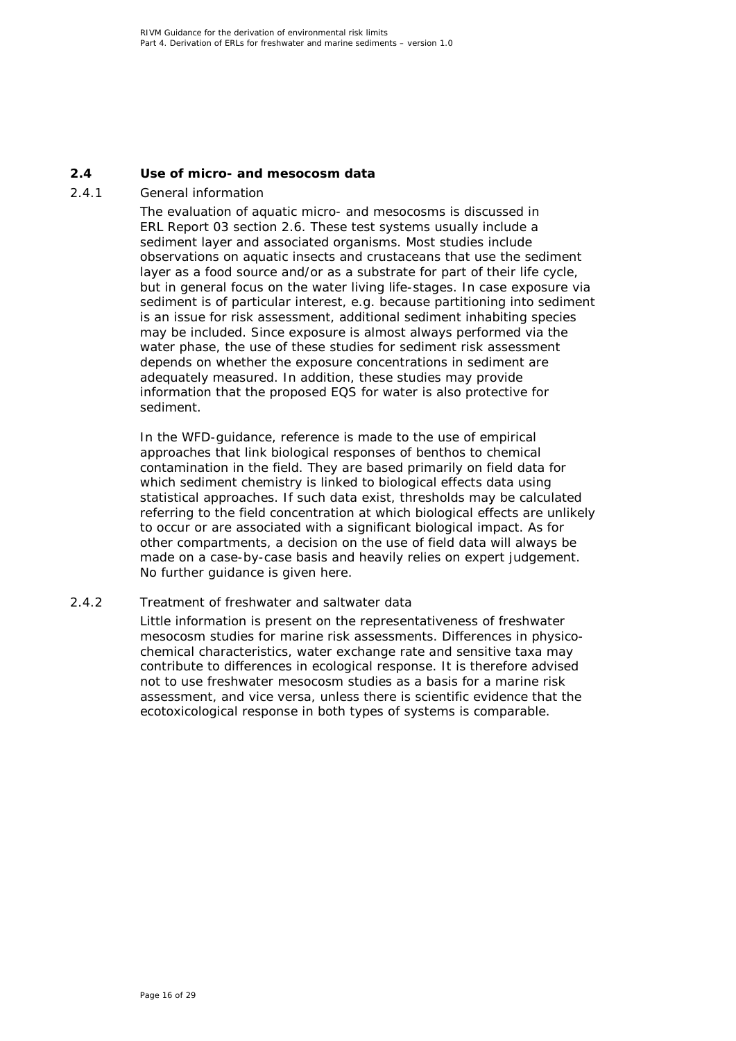## 2.4 Use of micro- and mesocosm data

### 2.4.1 General information

The evaluation of aquatic micro- and mesocosms is discussed in ERL Report 03 section 2.6. These test systems usually include a sediment layer and associated organisms. Most studies include observations on aquatic insects and crustaceans that use the sediment layer as a food source and/or as a substrate for part of their life cycle, but in general focus on the water living life-stages. In case exposure via sediment is of particular interest, e.g. because partitioning into sediment is an issue for risk assessment, additional sediment inhabiting species may be included. Since exposure is almost always performed via the water phase, the use of these studies for sediment risk assessment depends on whether the exposure concentrations in sediment are adequately measured. In addition, these studies may provide information that the proposed EQS for water is also protective for sediment.

In the WFD-guidance, reference is made to the use of empirical approaches that link biological responses of benthos to chemical contamination in the field. They are based primarily on field data for which sediment chemistry is linked to biological effects data using statistical approaches. If such data exist, thresholds may be calculated referring to the field concentration at which biological effects are unlikely to occur or are associated with a significant biological impact. As for other compartments, a decision on the use of field data will always be made on a case-by-case basis and heavily relies on expert judgement. No further guidance is given here.

### 2.4.2 Treatment of freshwater and saltwater data

Little information is present on the representativeness of freshwater mesocosm studies for marine risk assessments. Differences in physico-chemical characteristics, water exchange rate and sensitive taxa may contribute to differences in ecological response. It is therefore advised not to use freshwater mesocosm studies as a basis for a marine risk assessment, and vice versa, unless there is scientific evidence that the ecotoxicological response in both types of systems is comparable.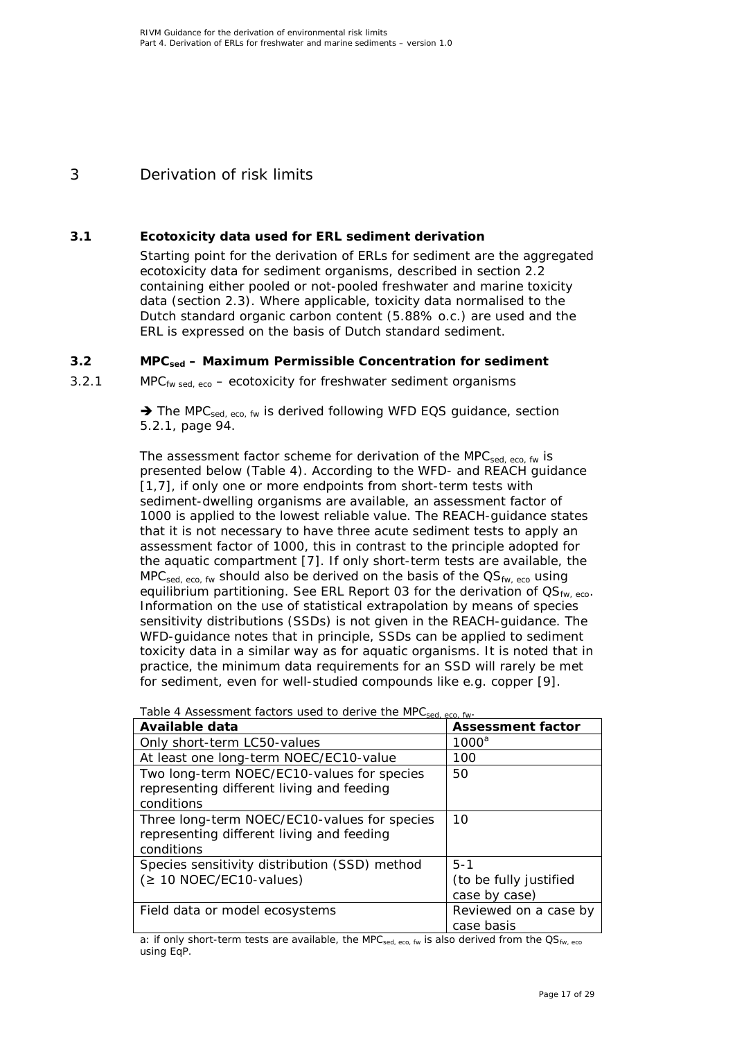# 3 Derivation of risk limits

## 3.1 Ecotoxicity data used for ERL sediment derivation

Starting point for the derivation of ERLs for sediment are the aggregated ecotoxicity data for sediment organisms, described in section 2.2 containing either pooled or not-pooled freshwater and marine toxicity data (section 2.3). Where applicable, toxicity data normalised to the Dutch standard organic carbon content (5.88% o.c.) are used and the ERL is expressed on the basis of Dutch standard sediment.

## 3.2 $MPC_{sed}$ – Maximum Permissible Concentration for sediment

### 3.2.1 $MPC_{fw\ sed,\ eco}$ – ecotoxicity for freshwater sediment organisms

➔ The $MPC_{sed,\ eco,\ fw}$ is derived following WFD EQS guidance, section 5.2.1, page 94.

The assessment factor scheme for derivation of the $MPC_{sed,\ eco,\ fw}$ is presented below (Table 4). According to the WFD- and REACH guidance [1,7], if only one or more endpoints from short-term tests with sediment-dwelling organisms are available, an assessment factor of 1000 is applied to the lowest reliable value. The REACH-guidance states that it is not necessary to have three acute sediment tests to apply an assessment factor of 1000, this in contrast to the principle adopted for the aquatic compartment [7]. If only short-term tests are available, the $MPC_{sed,\ eco,\ fw}$ should also be derived on the basis of the $QS_{fw,\ eco}$ using equilibrium partitioning. See ERL Report 03 for the derivation of $QS_{fw,\ eco}$. Information on the use of statistical extrapolation by means of species sensitivity distributions (SSDs) is not given in the REACH-guidance. The WFD-guidance notes that in principle, SSDs can be applied to sediment toxicity data in a similar way as for aquatic organisms. It is noted that in practice, the minimum data requirements for an SSD will rarely be met for sediment, even for well-studied compounds like e.g. copper [9].

Table 4 Assessment factors used to derive the $MPC_{sed,\ eco,\ fw}$.

| Available data | Assessment factor |
|---|---|
| Only short-term LC50-values | 1000[a] |
| At least one long-term NOEC/EC10-value | 100 |
| Two long-term NOEC/EC10-values for species representing different living and feeding conditions | 50 |
| Three long-term NOEC/EC10-values for species representing different living and feeding conditions | 10 |
| Species sensitivity distribution (SSD) method (≥ 10 NOEC/EC10-values) | 5-1 (to be fully justified case by case) |
| Field data or model ecosystems | Reviewed on a case by case basis |

a: if only short-term tests are available, the $MPC_{sed,\ eco,\ fw}$ is also derived from the $QS_{fw,\ eco}$ using EqP.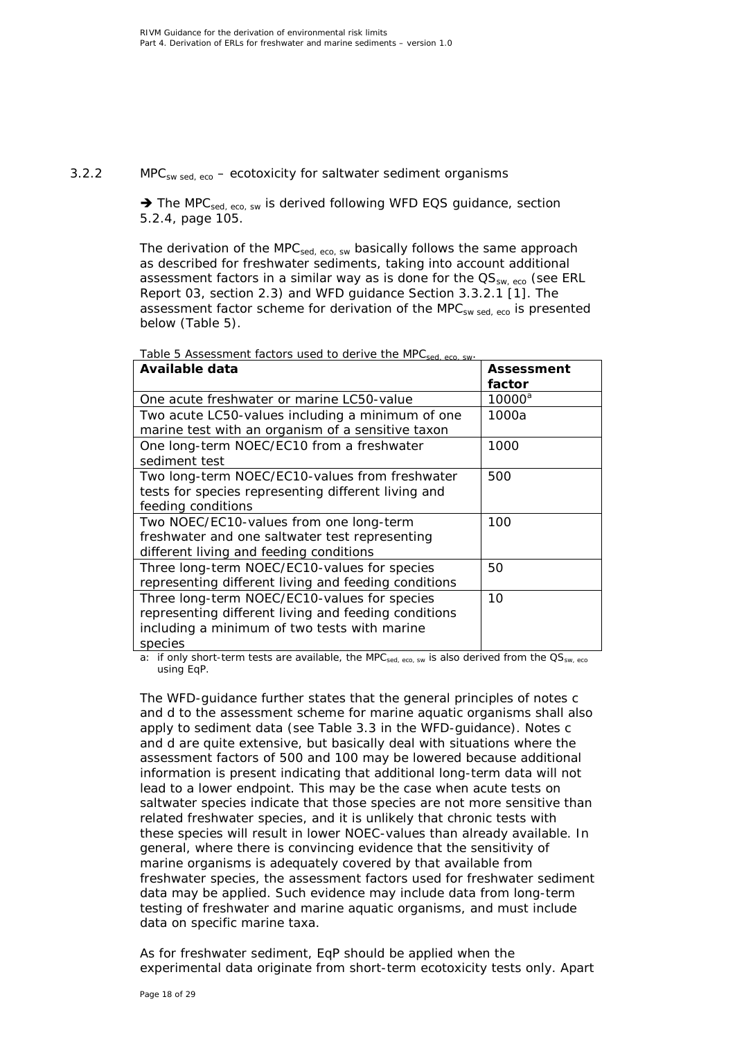### 3.2.2 $MPC_{sw\ sed,\ eco}$ – ecotoxicity for saltwater sediment organisms

➔ The $MPC_{sed,\ eco,\ sw}$ is derived following WFD EQS guidance, section 5.2.4, page 105.

The derivation of the $MPC_{sed,\ eco,\ sw}$ basically follows the same approach as described for freshwater sediments, taking into account additional assessment factors in a similar way as is done for the $QS_{sw,\ eco}$ (see ERL Report 03, section 2.3) and WFD guidance Section 3.3.2.1 [1]. The assessment factor scheme for derivation of the $MPC_{sw\ sed,\ eco}$ is presented below (Table 5).

Table 5 Assessment factors used to derive the $MPC_{sed,\ eco,\ sw}$.

| Available data | Assessment factor |
|---|---|
| One acute freshwater or marine LC50-value | 10000[a] |
| Two acute LC50-values including a minimum of one marine test with an organism of a sensitive taxon | 1000a |
| One long-term NOEC/EC10 from a freshwater sediment test | 1000 |
| Two long-term NOEC/EC10-values from freshwater tests for species representing different living and feeding conditions | 500 |
| Two NOEC/EC10-values from one long-term freshwater and one saltwater test representing different living and feeding conditions | 100 |
| Three long-term NOEC/EC10-values for species representing different living and feeding conditions | 50 |
| Three long-term NOEC/EC10-values for species representing different living and feeding conditions including a minimum of two tests with marine species | 10 |

a: if only short-term tests are available, the $MPC_{sed,\ eco,\ sw}$ is also derived from the $QS_{sw,\ eco}$ using EqP.

The WFD-guidance further states that the general principles of notes c and d to the assessment scheme for marine aquatic organisms shall also apply to sediment data (see Table 3.3 in the WFD-guidance). Notes c and d are quite extensive, but basically deal with situations where the assessment factors of 500 and 100 may be lowered because additional information is present indicating that additional long-term data will not lead to a lower endpoint. This may be the case when acute tests on saltwater species indicate that those species are not more sensitive than related freshwater species, and it is unlikely that chronic tests with these species will result in lower NOEC-values than already available. In general, where there is convincing evidence that the sensitivity of marine organisms is adequately covered by that available from freshwater species, the assessment factors used for freshwater sediment data may be applied. Such evidence may include data from long-term testing of freshwater and marine aquatic organisms, and must include data on specific marine taxa.

As for freshwater sediment, EqP should be applied when the experimental data originate from short-term ecotoxicity tests only. Apart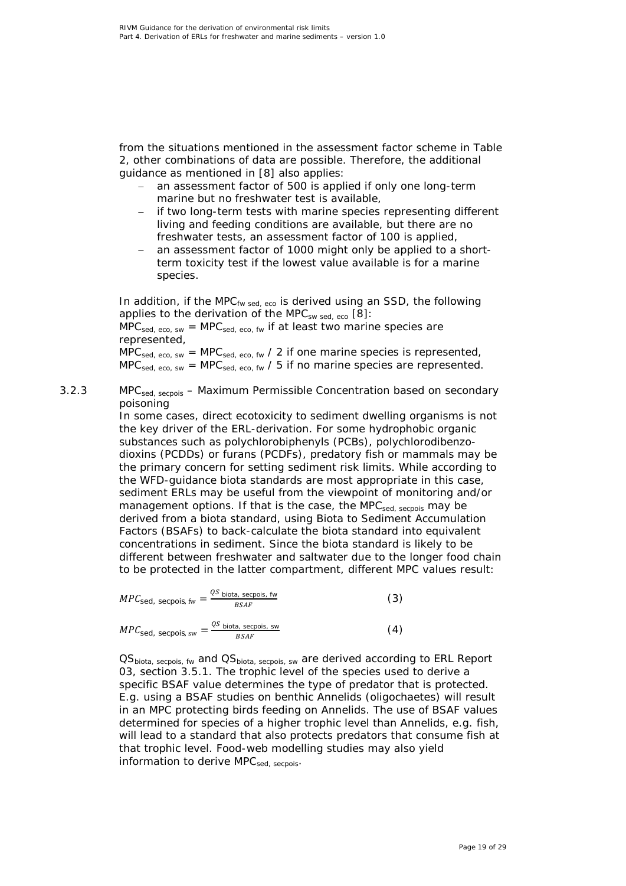from the situations mentioned in the assessment factor scheme in Table 2, other combinations of data are possible. Therefore, the additional guidance as mentioned in [8] also applies:

- an assessment factor of 500 is applied if only one long-term marine but no freshwater test is available,
- if two long-term tests with marine species representing different living and feeding conditions are available, but there are no freshwater tests, an assessment factor of 100 is applied,
- an assessment factor of 1000 might only be applied to a short-term toxicity test if the lowest value available is for a marine species.

In addition, if the $MPC_{fw\ sed,\ eco}$ is derived using an SSD, the following applies to the derivation of the $MPC_{sw\ sed,\ eco}$ [8]:
$MPC_{sed,\ eco,\ sw} = MPC_{sed,\ eco,\ fw}$ if at least two marine species are represented,
$MPC_{sed,\ eco,\ sw} = MPC_{sed,\ eco,\ fw} / 2$ if one marine species is represented,
$MPC_{sed,\ eco,\ sw} = MPC_{sed,\ eco,\ fw} / 5$ if no marine species are represented.

### 3.2.3 $MPC_{sed,\ secpois}$ – Maximum Permissible Concentration based on secondary poisoning

In some cases, direct ecotoxicity to sediment dwelling organisms is not the key driver of the ERL-derivation. For some hydrophobic organic substances such as polychlorobiphenyls (PCBs), polychlorodibenzo-dioxins (PCDDs) or furans (PCDFs), predatory fish or mammals may be the primary concern for setting sediment risk limits. While according to the WFD-guidance biota standards are most appropriate in this case, sediment ERLs may be useful from the viewpoint of monitoring and/or management options. If that is the case, the $MPC_{sed,\ secpois}$ may be derived from a biota standard, using Biota to Sediment Accumulation Factors (BSAFs) to back-calculate the biota standard into equivalent concentrations in sediment. Since the biota standard is likely to be different between freshwater and saltwater due to the longer food chain to be protected in the latter compartment, different MPC values result:

$$MPC_{\text{sed, secpois, fw}} = \frac{QS_{\text{biota, secpois, fw}}}{BSAF} \qquad (3)$$

$$MPC_{\text{sed, secpois, sw}} = \frac{QS_{\text{biota, secpois, sw}}}{BSAF} \qquad (4)$$

$QS_{biota,\ secpois,\ fw}$ and $QS_{biota,\ secpois,\ sw}$ are derived according to ERL Report 03, section 3.5.1. The trophic level of the species used to derive a specific BSAF value determines the type of predator that is protected. E.g. using a BSAF studies on benthic Annelids (oligochaetes) will result in an MPC protecting birds feeding on Annelids. The use of BSAF values determined for species of a higher trophic level than Annelids, e.g. fish, will lead to a standard that also protects predators that consume fish at that trophic level. Food-web modelling studies may also yield information to derive $MPC_{sed,\ secpois}$.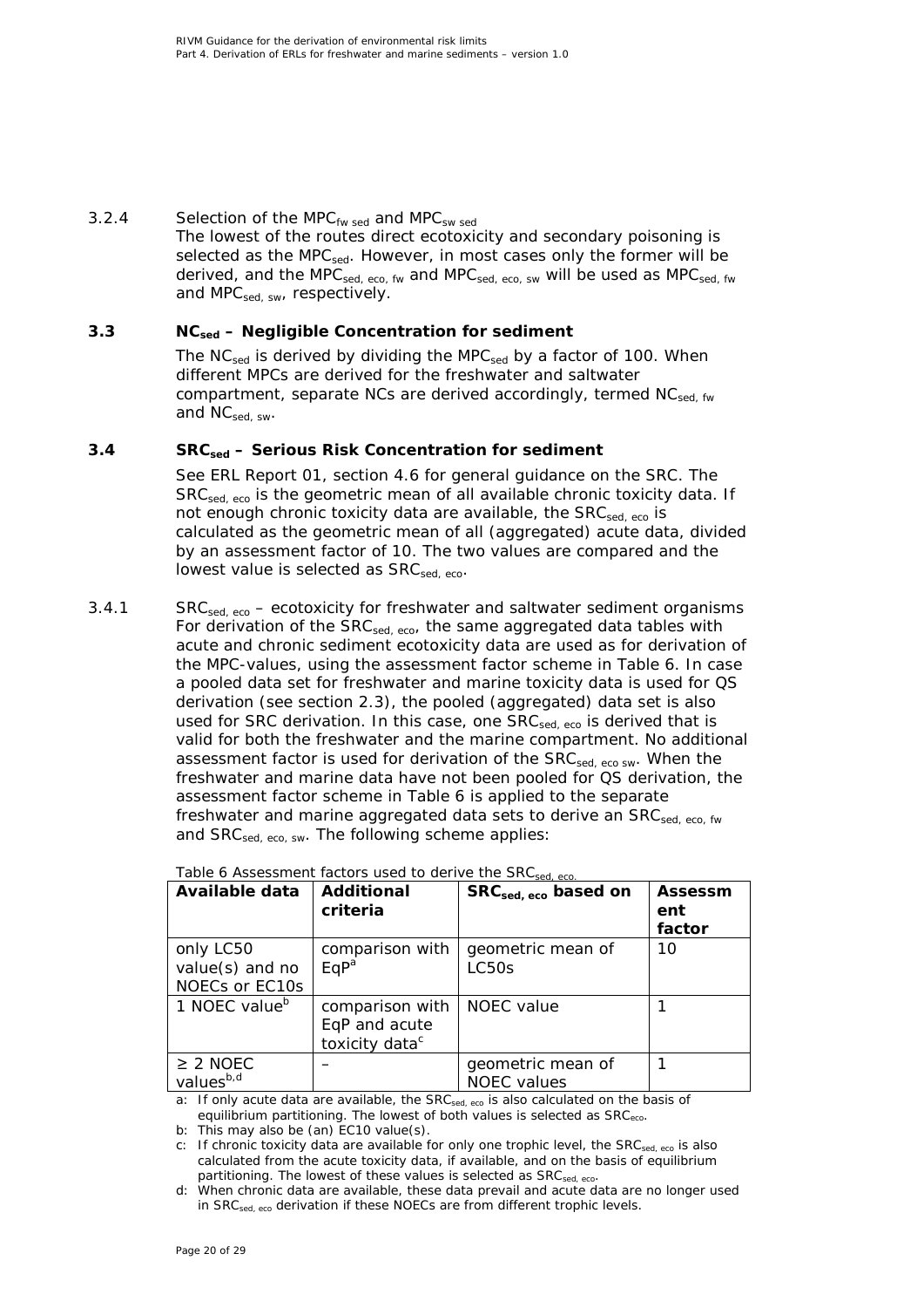### 3.2.4 Selection of the $MPC_{fw\ sed}$ and $MPC_{sw\ sed}$

The lowest of the routes direct ecotoxicity and secondary poisoning is selected as the $MPC_{sed}$. However, in most cases only the former will be derived, and the $MPC_{sed,\ eco,\ fw}$ and $MPC_{sed,\ eco,\ sw}$ will be used as $MPC_{sed,\ fw}$ and $MPC_{sed,\ sw}$, respectively.

## 3.3 $NC_{sed}$ – Negligible Concentration for sediment

The $NC_{sed}$ is derived by dividing the $MPC_{sed}$ by a factor of 100. When different MPCs are derived for the freshwater and saltwater compartment, separate NCs are derived accordingly, termed $NC_{sed,\ fw}$ and $NC_{sed,\ sw}$.

## 3.4 $SRC_{sed}$ – Serious Risk Concentration for sediment

See ERL Report 01, section 4.6 for general guidance on the SRC. The $SRC_{sed,\ eco}$ is the geometric mean of all available chronic toxicity data. If not enough chronic toxicity data are available, the $SRC_{sed,\ eco}$ is calculated as the geometric mean of all (aggregated) acute data, divided by an assessment factor of 10. The two values are compared and the lowest value is selected as $SRC_{sed,\ eco}$.

### 3.4.1 $SRC_{sed,\ eco}$ – ecotoxicity for freshwater and saltwater sediment organisms

For derivation of the $SRC_{sed,\ eco}$, the same aggregated data tables with acute and chronic sediment ecotoxicity data are used as for derivation of the MPC-values, using the assessment factor scheme in Table 6. In case a pooled data set for freshwater and marine toxicity data is used for QS derivation (see section 2.3), the pooled (aggregated) data set is also used for SRC derivation. In this case, one $SRC_{sed,\ eco}$ is derived that is valid for both the freshwater and the marine compartment. No additional assessment factor is used for derivation of the $SRC_{sed,\ eco\ sw}$. When the freshwater and marine data have not been pooled for QS derivation, the assessment factor scheme in Table 6 is applied to the separate freshwater and marine aggregated data sets to derive an $SRC_{sed,\ eco,\ fw}$ and $SRC_{sed,\ eco,\ sw}$. The following scheme applies:

Table 6 Assessment factors used to derive the $SRC_{sed,\ eco}$.

| Available data | Additional criteria | $SRC_{sed,\ eco}$ based on | Assessment factor |
|---|---|---|---|
| only LC50 value(s) and no NOECs or EC10s | comparison with EqP[a] | geometric mean of LC50s | 10 |
| 1 NOEC value[b] | comparison with EqP and acute toxicity data[c] | NOEC value | 1 |
| ≥ 2 NOEC values[b,d] | – | geometric mean of NOEC values | 1 |

a: If only acute data are available, the $SRC_{sed,\ eco}$ is also calculated on the basis of equilibrium partitioning. The lowest of both values is selected as $SRC_{eco}$.

b: This may also be (an) EC10 value(s).

c: If chronic toxicity data are available for only one trophic level, the $SRC_{sed,\ eco}$ is also calculated from the acute toxicity data, if available, and on the basis of equilibrium partitioning. The lowest of these values is selected as $SRC_{sed,\ eco}$.

d: When chronic data are available, these data prevail and acute data are no longer used in $SRC_{sed,\ eco}$ derivation if these NOECs are from different trophic levels.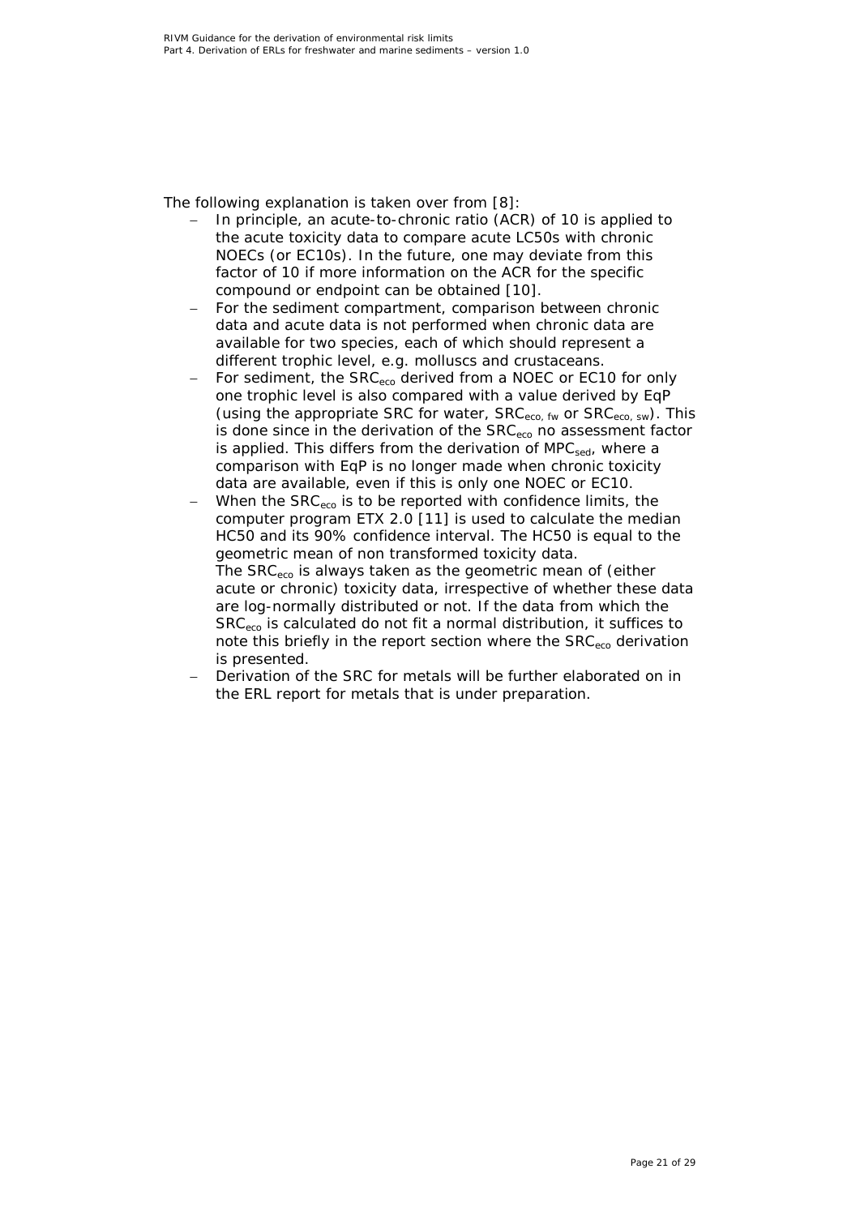The following explanation is taken over from [8]:

- In principle, an acute-to-chronic ratio (ACR) of 10 is applied to the acute toxicity data to compare acute LC50s with chronic NOECs (or EC10s). In the future, one may deviate from this factor of 10 if more information on the ACR for the specific compound or endpoint can be obtained [10].
- For the sediment compartment, comparison between chronic data and acute data is not performed when chronic data are available for two species, each of which should represent a different trophic level, e.g. molluscs and crustaceans.
- For sediment, the $SRC_{eco}$ derived from a NOEC or EC10 for only one trophic level is also compared with a value derived by EqP (using the appropriate SRC for water, $SRC_{eco,\ fw}$ or $SRC_{eco,\ sw}$). This is done since in the derivation of the $SRC_{eco}$ no assessment factor is applied. This differs from the derivation of $MPC_{sed}$, where a comparison with EqP is no longer made when chronic toxicity data are available, even if this is only one NOEC or EC10.
- When the $SRC_{eco}$ is to be reported with confidence limits, the computer program ETX 2.0 [11] is used to calculate the median HC50 and its 90% confidence interval. The HC50 is equal to the geometric mean of non transformed toxicity data.
  The $SRC_{eco}$ is always taken as the geometric mean of (either acute or chronic) toxicity data, irrespective of whether these data are log-normally distributed or not. If the data from which the $SRC_{eco}$ is calculated do not fit a normal distribution, it suffices to note this briefly in the report section where the $SRC_{eco}$ derivation is presented.
- Derivation of the SRC for metals will be further elaborated on in the ERL report for metals that is under preparation.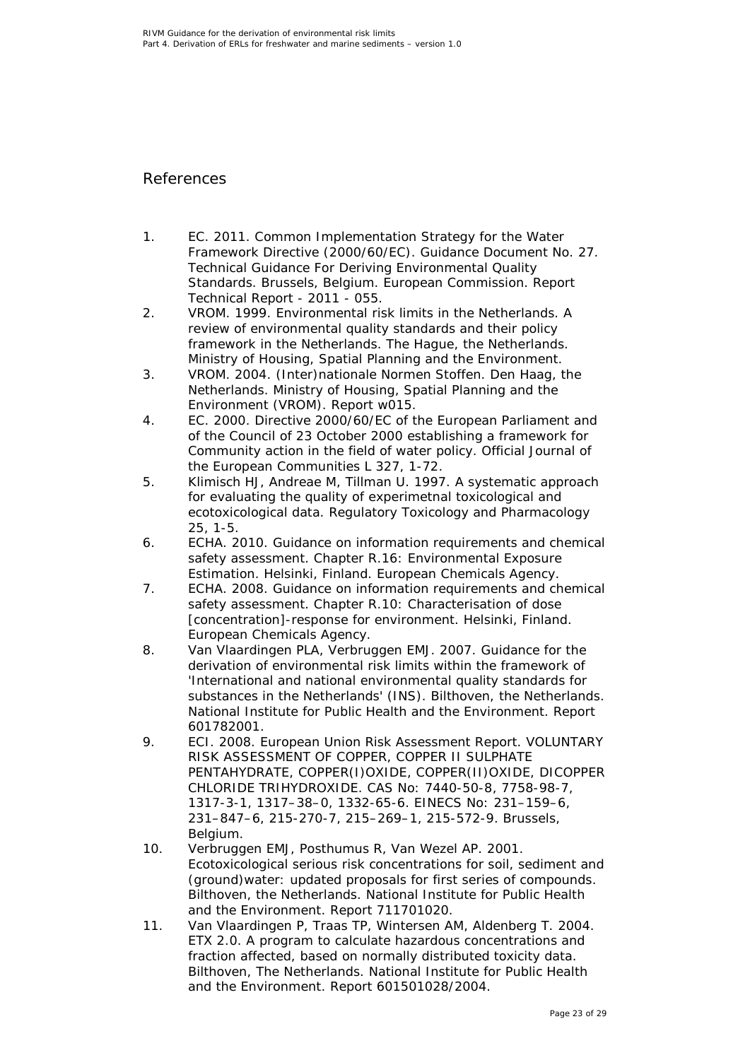## References

1. EC. 2011. Common Implementation Strategy for the Water Framework Directive (2000/60/EC). Guidance Document No. 27. Technical Guidance For Deriving Environmental Quality Standards. Brussels, Belgium. European Commission. Report Technical Report - 2011 - 055.
2. VROM. 1999. Environmental risk limits in the Netherlands. A review of environmental quality standards and their policy framework in the Netherlands. The Hague, the Netherlands. Ministry of Housing, Spatial Planning and the Environment.
3. VROM. 2004. (Inter)nationale Normen Stoffen. Den Haag, the Netherlands. Ministry of Housing, Spatial Planning and the Environment (VROM). Report w015.
4. EC. 2000. Directive 2000/60/EC of the European Parliament and of the Council of 23 October 2000 establishing a framework for Community action in the field of water policy. Official Journal of the European Communities L 327, 1-72.
5. Klimisch HJ, Andreae M, Tillman U. 1997. A systematic approach for evaluating the quality of experimetnal toxicological and ecotoxicological data. Regulatory Toxicology and Pharmacology 25, 1-5.
6. ECHA. 2010. Guidance on information requirements and chemical safety assessment. Chapter R.16: Environmental Exposure Estimation. Helsinki, Finland. European Chemicals Agency.
7. ECHA. 2008. Guidance on information requirements and chemical safety assessment. Chapter R.10: Characterisation of dose [concentration]-response for environment. Helsinki, Finland. European Chemicals Agency.
8. Van Vlaardingen PLA, Verbruggen EMJ. 2007. Guidance for the derivation of environmental risk limits within the framework of 'International and national environmental quality standards for substances in the Netherlands' (INS). Bilthoven, the Netherlands. National Institute for Public Health and the Environment. Report 601782001.
9. ECI. 2008. European Union Risk Assessment Report. VOLUNTARY RISK ASSESSMENT OF COPPER, COPPER II SULPHATE PENTAHYDRATE, COPPER(I)OXIDE, COPPER(II)OXIDE, DICOPPER CHLORIDE TRIHYDROXIDE. CAS No: 7440-50-8, 7758-98-7, 1317-3-1, 1317–38–0, 1332-65-6. EINECS No: 231–159–6, 231–847–6, 215-270-7, 215–269–1, 215-572-9. Brussels, Belgium.
10. Verbruggen EMJ, Posthumus R, Van Wezel AP. 2001. Ecotoxicological serious risk concentrations for soil, sediment and (ground)water: updated proposals for first series of compounds. Bilthoven, the Netherlands. National Institute for Public Health and the Environment. Report 711701020.
11. Van Vlaardingen P, Traas TP, Wintersen AM, Aldenberg T. 2004. ETX 2.0. A program to calculate hazardous concentrations and fraction affected, based on normally distributed toxicity data. Bilthoven, The Netherlands. National Institute for Public Health and the Environment. Report 601501028/2004.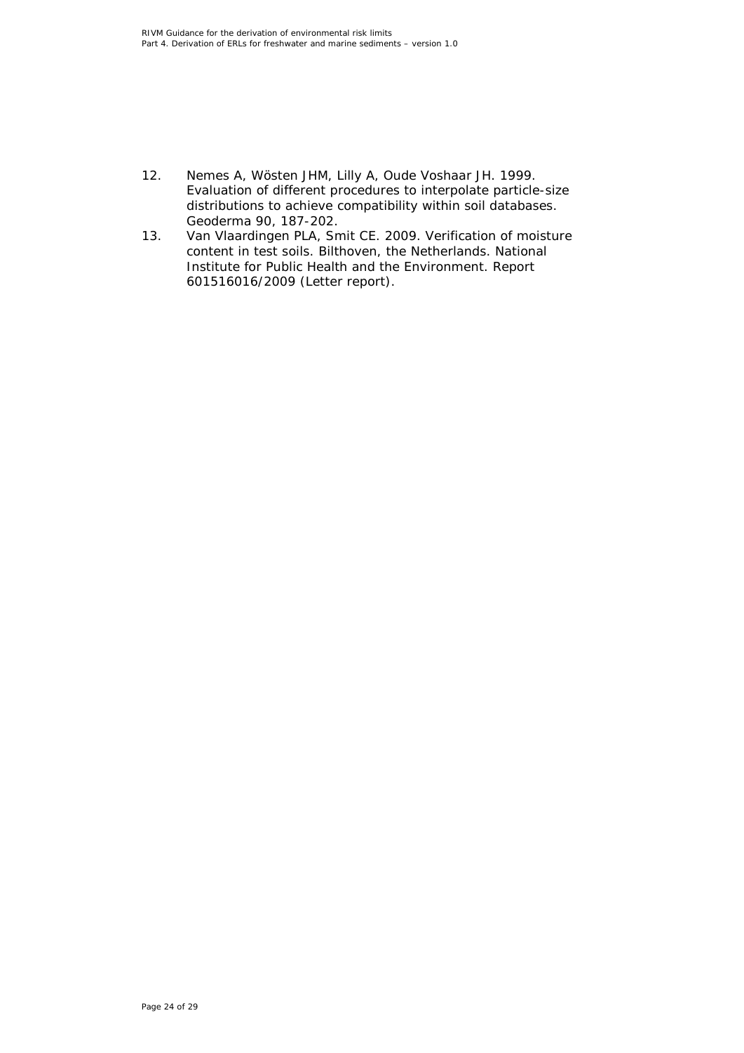12. Nemes A, Wösten JHM, Lilly A, Oude Voshaar JH. 1999. Evaluation of different procedures to interpolate particle-size distributions to achieve compatibility within soil databases. Geoderma 90, 187-202.
13. Van Vlaardingen PLA, Smit CE. 2009. Verification of moisture content in test soils. Bilthoven, the Netherlands. National Institute for Public Health and the Environment. Report 601516016/2009 (Letter report).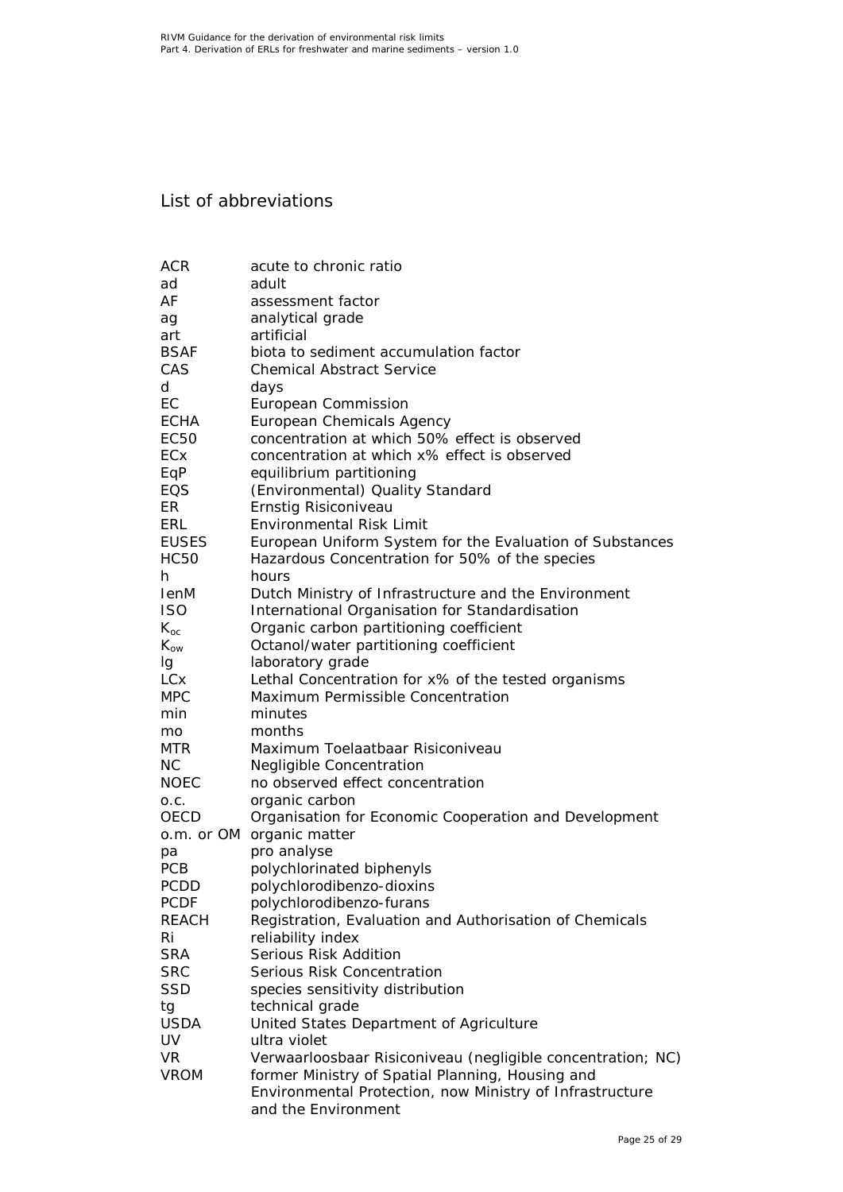## List of abbreviations

| | |
|---|---|
| ACR | acute to chronic ratio |
| ad | adult |
| AF | assessment factor |
| ag | analytical grade |
| art | artificial |
| BSAF | biota to sediment accumulation factor |
| CAS | Chemical Abstract Service |
| d | days |
| EC | European Commission |
| ECHA | European Chemicals Agency |
| EC50 | concentration at which 50% effect is observed |
| ECx | concentration at which x% effect is observed |
| EqP | equilibrium partitioning |
| EQS | (Environmental) Quality Standard |
| ER | Ernstig Risiconiveau |
| ERL | Environmental Risk Limit |
| EUSES | European Uniform System for the Evaluation of Substances |
| HC50 | Hazardous Concentration for 50% of the species |
| h | hours |
| IenM | Dutch Ministry of Infrastructure and the Environment |
| ISO | International Organisation for Standardisation |
| $K_{oc}$ | Organic carbon partitioning coefficient |
| $K_{ow}$ | Octanol/water partitioning coefficient |
| lg | laboratory grade |
| LCx | Lethal Concentration for x% of the tested organisms |
| MPC | Maximum Permissible Concentration |
| min | minutes |
| mo | months |
| MTR | Maximum Toelaatbaar Risiconiveau |
| NC | Negligible Concentration |
| NOEC | no observed effect concentration |
| o.c. | organic carbon |
| OECD | Organisation for Economic Cooperation and Development |
| o.m. or OM | organic matter |
| pa | pro analyse |
| PCB | polychlorinated biphenyls |
| PCDD | polychlorodibenzo-dioxins |
| PCDF | polychlorodibenzo-furans |
| REACH | Registration, Evaluation and Authorisation of Chemicals |
| Ri | reliability index |
| SRA | Serious Risk Addition |
| SRC | Serious Risk Concentration |
| SSD | species sensitivity distribution |
| tg | technical grade |
| USDA | United States Department of Agriculture |
| UV | ultra violet |
| VR | Verwaarloosbaar Risiconiveau (negligible concentration; NC) |
| VROM | former Ministry of Spatial Planning, Housing and Environmental Protection, now Ministry of Infrastructure and the Environment |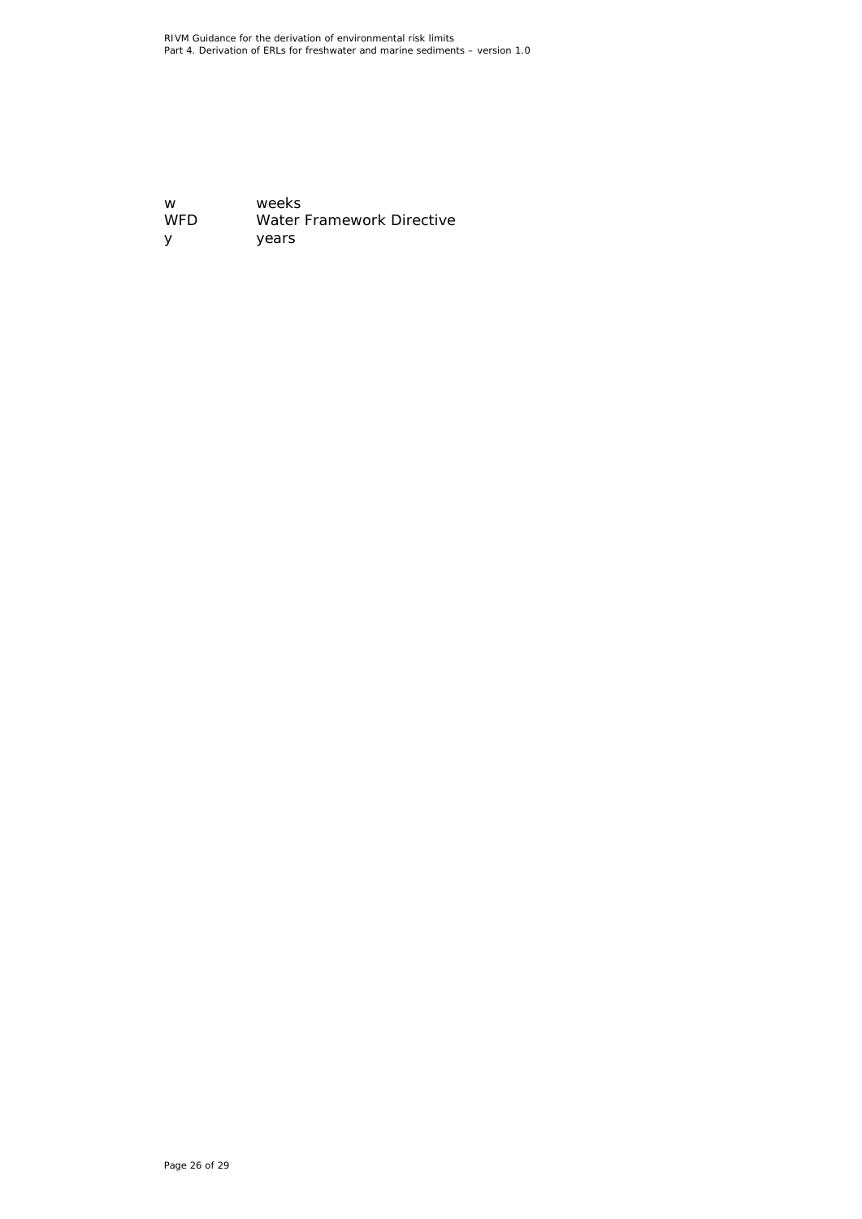| | |
|---|---|
| w | weeks |
| WFD | Water Framework Directive |
| y | years |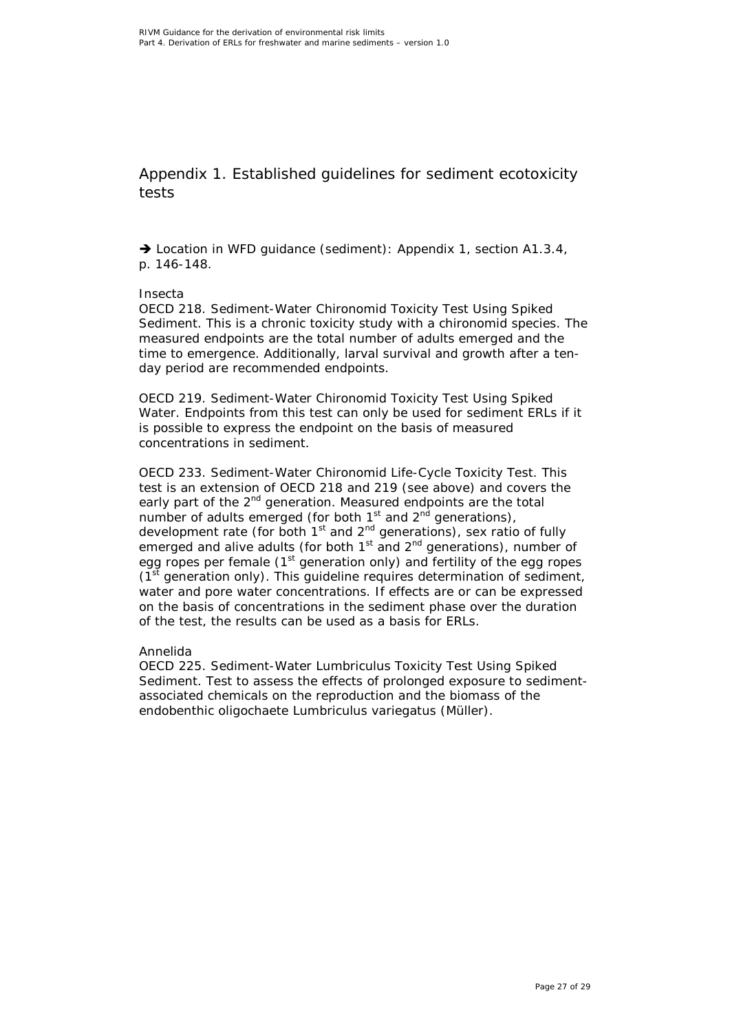# Appendix 1. Established guidelines for sediment ecotoxicity tests

➔ Location in WFD guidance (sediment): Appendix 1, section A1.3.4, p. 146-148.

Insecta

OECD 218. Sediment-Water Chironomid Toxicity Test Using Spiked Sediment. This is a chronic toxicity study with a chironomid species. The measured endpoints are the total number of adults emerged and the time to emergence. Additionally, larval survival and growth after a ten-day period are recommended endpoints.

OECD 219. Sediment-Water Chironomid Toxicity Test Using Spiked Water. Endpoints from this test can only be used for sediment ERLs if it is possible to express the endpoint on the basis of measured concentrations in sediment.

OECD 233. Sediment-Water Chironomid Life-Cycle Toxicity Test. This test is an extension of OECD 218 and 219 (see above) and covers the early part of the 2nd generation. Measured endpoints are the total number of adults emerged (for both 1st and 2nd generations), development rate (for both 1st and 2nd generations), sex ratio of fully emerged and alive adults (for both 1st and 2nd generations), number of egg ropes per female (1st generation only) and fertility of the egg ropes (1st generation only). This guideline requires determination of sediment, water and pore water concentrations. If effects are or can be expressed on the basis of concentrations in the sediment phase over the duration of the test, the results can be used as a basis for ERLs.

Annelida

OECD 225. Sediment-Water Lumbriculus Toxicity Test Using Spiked Sediment. Test to assess the effects of prolonged exposure to sediment-associated chemicals on the reproduction and the biomass of the endobenthic oligochaete *Lumbriculus variegatus* (Müller).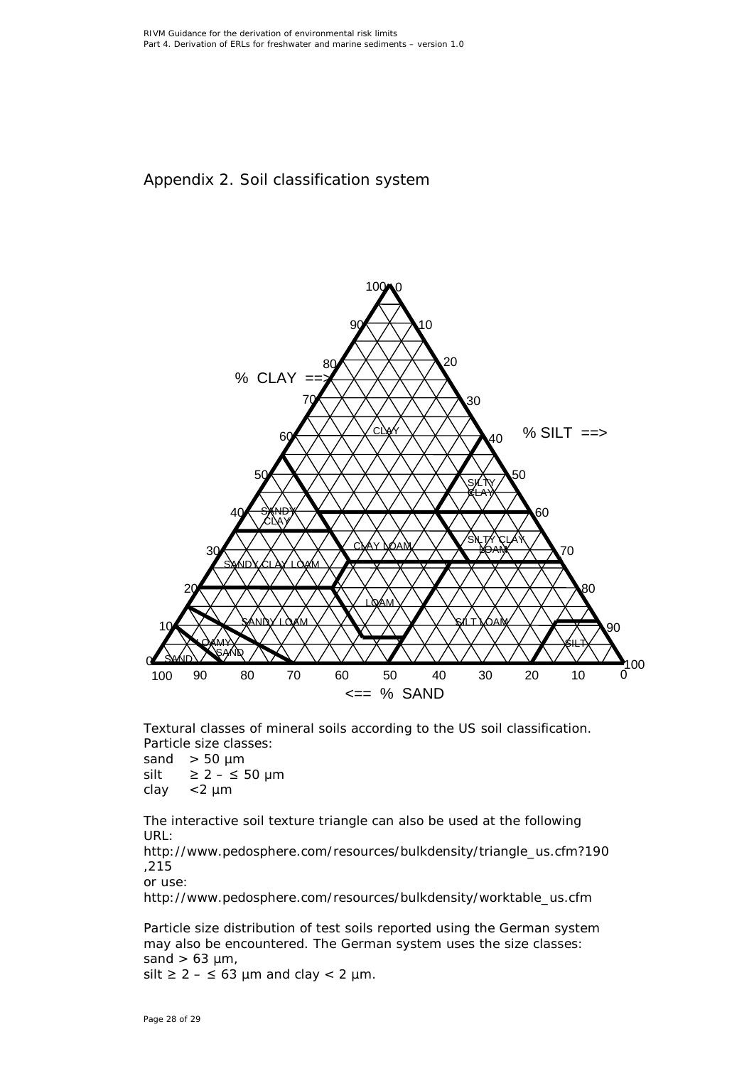# Appendix 2. Soil classification system

Textural classes of mineral soils according to the US soil classification.
Particle size classes:

sand > 50 µm
silt ≥ 2 – ≤ 50 µm
clay <2 µm

The interactive soil texture triangle can also be used at the following URL:
http://www.pedosphere.com/resources/bulkdensity/triangle_us.cfm?190,215
or use:
http://www.pedosphere.com/resources/bulkdensity/worktable_us.cfm

Particle size distribution of test soils reported using the German system may also be encountered. The German system uses the size classes:
sand > 63 µm,
silt ≥ 2 – ≤ 63 µm and clay < 2 µm.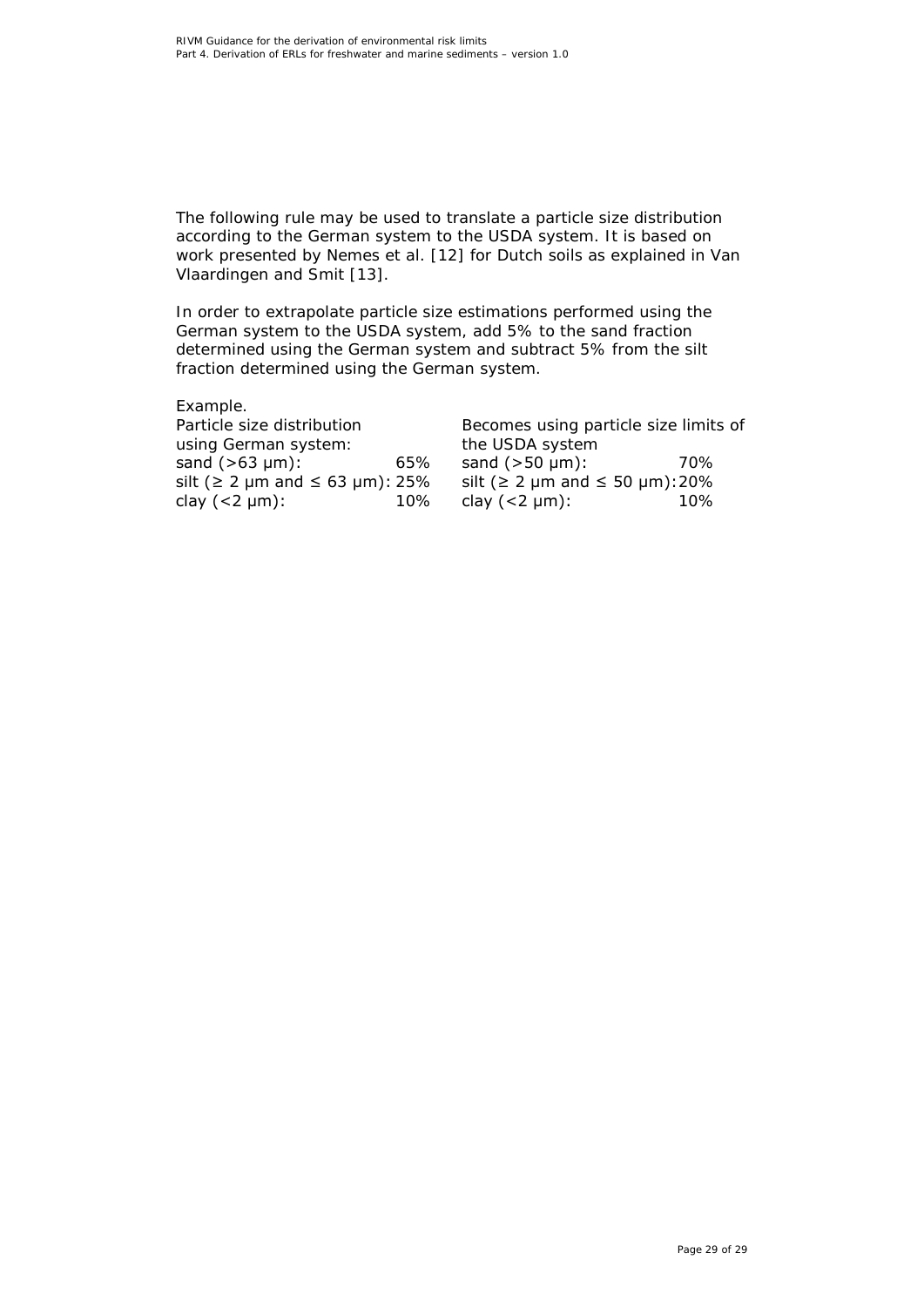The following rule may be used to translate a particle size distribution according to the German system to the USDA system. It is based on work presented by Nemes et al. [12] for Dutch soils as explained in Van Vlaardingen and Smit [13].

In order to extrapolate particle size estimations performed using the German system to the USDA system, add 5% to the sand fraction determined using the German system and subtract 5% from the silt fraction determined using the German system.

Example.

| Particle size distribution using German system: | | Becomes using particle size limits of the USDA system | |
|---|---|---|---|
| sand (>63 µm): | 65% | sand (>50 µm): | 70% |
| silt (≥ 2 µm and ≤ 63 µm): | 25% | silt (≥ 2 µm and ≤ 50 µm): | 20% |
| clay (<2 µm): | 10% | clay (<2 µm): | 10% |